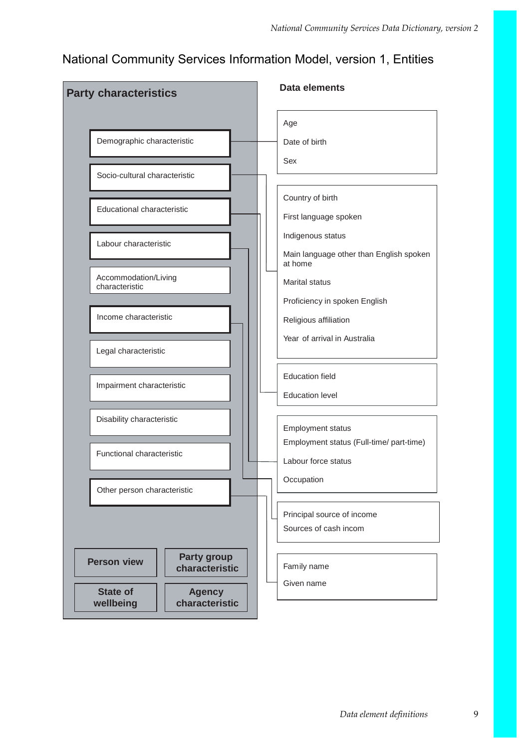# National Community Services Information Model, version 1, Entities

## Party characteristics

- Demographic characteristic
- Socio-cultural characteristic
- Educational characteristic
- Labour characteristic
- Accommodation/Living characteristic
- Income characteristic
- Legal characteristic
- Impairment characteristic
- Disability characteristic
- Functional characteristic
- Other person characteristic

**Person view** | **Party group characteristic** | **State of wellbeing** | **Agency characteristic**

## Data elements

Age
Date of birth
Sex

Country of birth
First language spoken
Indigenous status
Main language other than English spoken at home
Marital status
Proficiency in spoken English
Religious affiliation
Year of arrival in Australia

Education field
Education level

Employment status
Employment status (Full-time/ part-time)
Labour force status
Occupation

Principal source of income
Sources of cash incom

Family name
Given name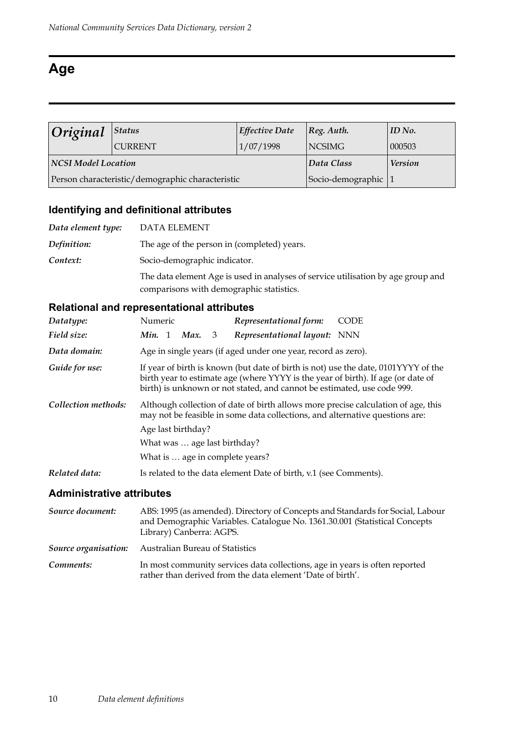# Age

| *Original* | *Status* | *Effective Date* | *Reg. Auth.* | *ID No.* |
|---|---|---|---|---|
| | CURRENT | 1/07/1998 | NCSIMG | 000503 |
| ***NCSI Model Location*** | | | ***Data Class*** | ***Version*** |
| Person characteristic/demographic characteristic | | | Socio-demographic | 1 |

## Identifying and definitional attributes

*Data element type:* DATA ELEMENT

*Definition:* The age of the person in (completed) years.

*Context:* Socio-demographic indicator.

The data element Age is used in analyses of service utilisation by age group and comparisons with demographic statistics.

## Relational and representational attributes

*Datatype:* Numeric *Representational form:* CODE

*Field size:* ***Min.*** 1 ***Max.*** 3 *Representational layout:* NNN

*Data domain:* Age in single years (if aged under one year, record as zero).

*Guide for use:* If year of birth is known (but date of birth is not) use the date, 0101YYYY of the birth year to estimate age (where YYYY is the year of birth). If age (or date of birth) is unknown or not stated, and cannot be estimated, use code 999.

*Collection methods:* Although collection of date of birth allows more precise calculation of age, this may not be feasible in some data collections, and alternative questions are:

Age last birthday?

What was … age last birthday?

What is … age in complete years?

*Related data:* Is related to the data element Date of birth, v.1 (see Comments).

## Administrative attributes

*Source document:* ABS: 1995 (as amended). Directory of Concepts and Standards for Social, Labour and Demographic Variables. Catalogue No. 1361.30.001 (Statistical Concepts Library) Canberra: AGPS.

*Source organisation:* Australian Bureau of Statistics

*Comments:* In most community services data collections, age in years is often reported rather than derived from the data element 'Date of birth'.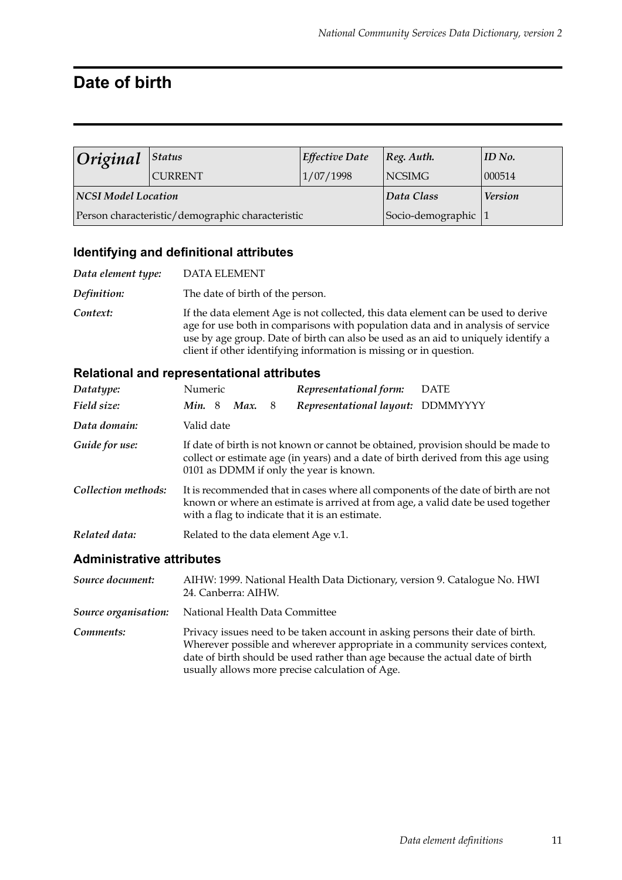# Date of birth

| *Original* | *Status* | *Effective Date* | *Reg. Auth.* | *ID No.* |
|---|---|---|---|---|
| | CURRENT | 1/07/1998 | NCSIMG | 000514 |
| ***NCSI Model Location*** | | | ***Data Class*** | ***Version*** |
| Person characteristic/demographic characteristic | | | Socio-demographic | 1 |

## Identifying and definitional attributes

*Data element type:* DATA ELEMENT

*Definition:* The date of birth of the person.

*Context:* If the data element Age is not collected, this data element can be used to derive age for use both in comparisons with population data and in analysis of service use by age group. Date of birth can also be used as an aid to uniquely identify a client if other identifying information is missing or in question.

## Relational and representational attributes

*Datatype:* Numeric  *Representational form:* DATE

*Field size:* ***Min.*** 8 ***Max.*** 8  *Representational layout:* DDMMYYYY

*Data domain:* Valid date

*Guide for use:* If date of birth is not known or cannot be obtained, provision should be made to collect or estimate age (in years) and a date of birth derived from this age using 0101 as DDMM if only the year is known.

*Collection methods:* It is recommended that in cases where all components of the date of birth are not known or where an estimate is arrived at from age, a valid date be used together with a flag to indicate that it is an estimate.

*Related data:* Related to the data element Age v.1.

## Administrative attributes

*Source document:* AIHW: 1999. National Health Data Dictionary, version 9. Catalogue No. HWI 24. Canberra: AIHW.

*Source organisation:* National Health Data Committee

*Comments:* Privacy issues need to be taken account in asking persons their date of birth. Wherever possible and wherever appropriate in a community services context, date of birth should be used rather than age because the actual date of birth usually allows more precise calculation of Age.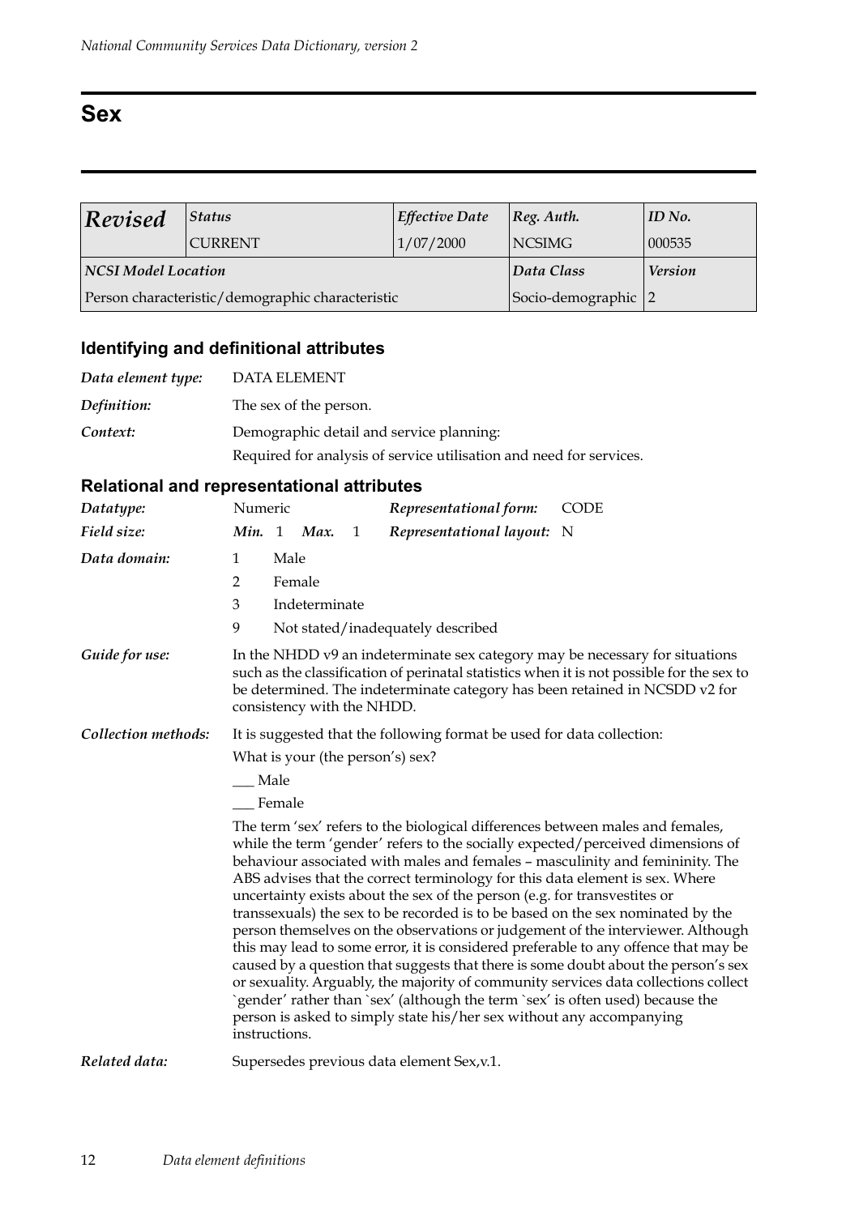# Sex

| *Revised* | *Status* | *Effective Date* | *Reg. Auth.* | *ID No.* |
|---|---|---|---|---|
| | CURRENT | 1/07/2000 | NCSIMG | 000535 |
| ***NCSI Model Location*** | | | *Data Class* | *Version* |
| Person characteristic/demographic characteristic | | | Socio-demographic | 2 |

## Identifying and definitional attributes

*Data element type:* DATA ELEMENT

*Definition:* The sex of the person.

*Context:* Demographic detail and service planning:

Required for analysis of service utilisation and need for services.

## Relational and representational attributes

*Datatype:* Numeric | *Representational form:* CODE

*Field size:* *Min.* 1 *Max.* 1 | *Representational layout:* N

*Data domain:*

1 Male

2 Female

3 Indeterminate

9 Not stated/inadequately described

*Guide for use:* In the NHDD v9 an indeterminate sex category may be necessary for situations such as the classification of perinatal statistics when it is not possible for the sex to be determined. The indeterminate category has been retained in NCSDD v2 for consistency with the NHDD.

*Collection methods:* It is suggested that the following format be used for data collection:

What is your (the person's) sex?

___ Male

___ Female

The term 'sex' refers to the biological differences between males and females, while the term 'gender' refers to the socially expected/perceived dimensions of behaviour associated with males and females – masculinity and femininity. The ABS advises that the correct terminology for this data element is sex. Where uncertainty exists about the sex of the person (e.g. for transvestites or transsexuals) the sex to be recorded is to be based on the sex nominated by the person themselves on the observations or judgement of the interviewer. Although this may lead to some error, it is considered preferable to any offence that may be caused by a question that suggests that there is some doubt about the person's sex or sexuality. Arguably, the majority of community services data collections collect `gender' rather than `sex' (although the term `sex' is often used) because the person is asked to simply state his/her sex without any accompanying instructions.

*Related data:* Supersedes previous data element Sex,v.1.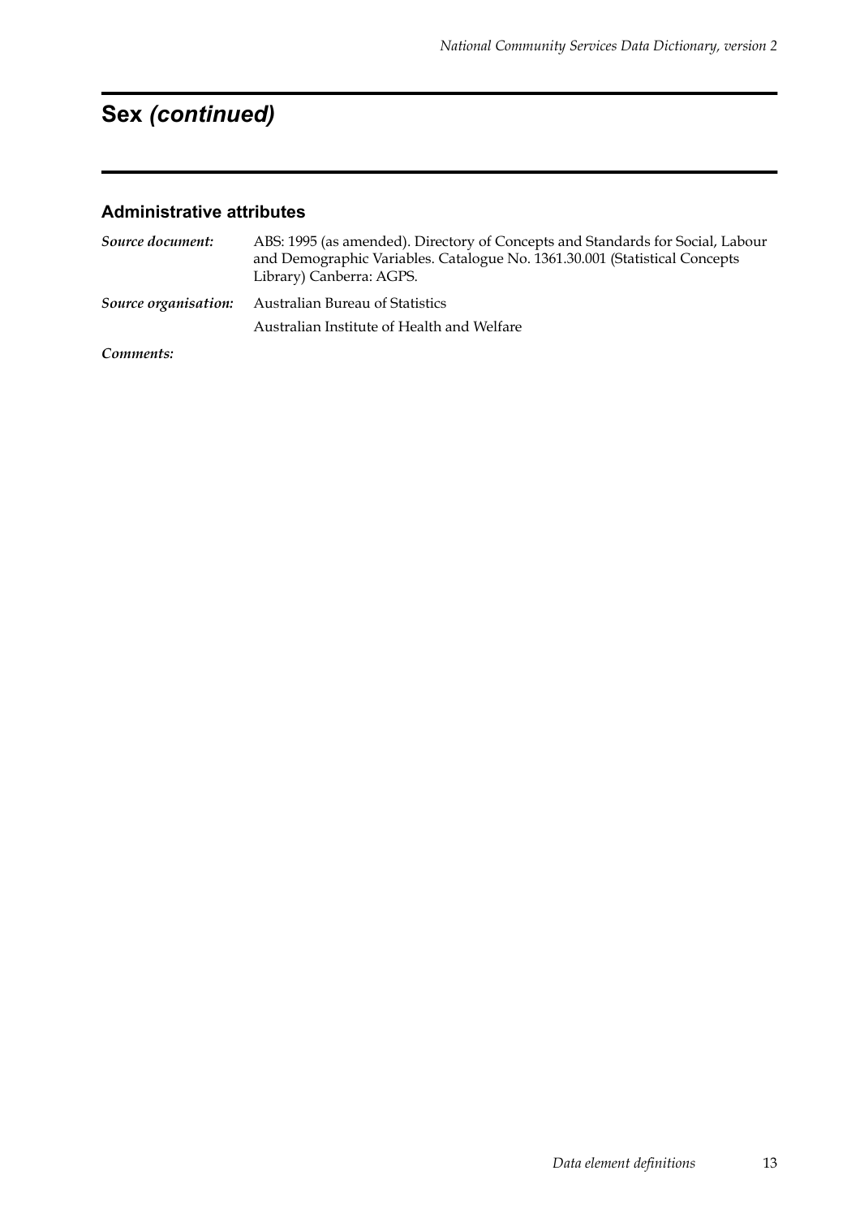# Sex *(continued)*

### Administrative attributes

*Source document:* ABS: 1995 (as amended). Directory of Concepts and Standards for Social, Labour and Demographic Variables. Catalogue No. 1361.30.001 (Statistical Concepts Library) Canberra: AGPS.

*Source organisation:* Australian Bureau of Statistics

Australian Institute of Health and Welfare

*Comments:*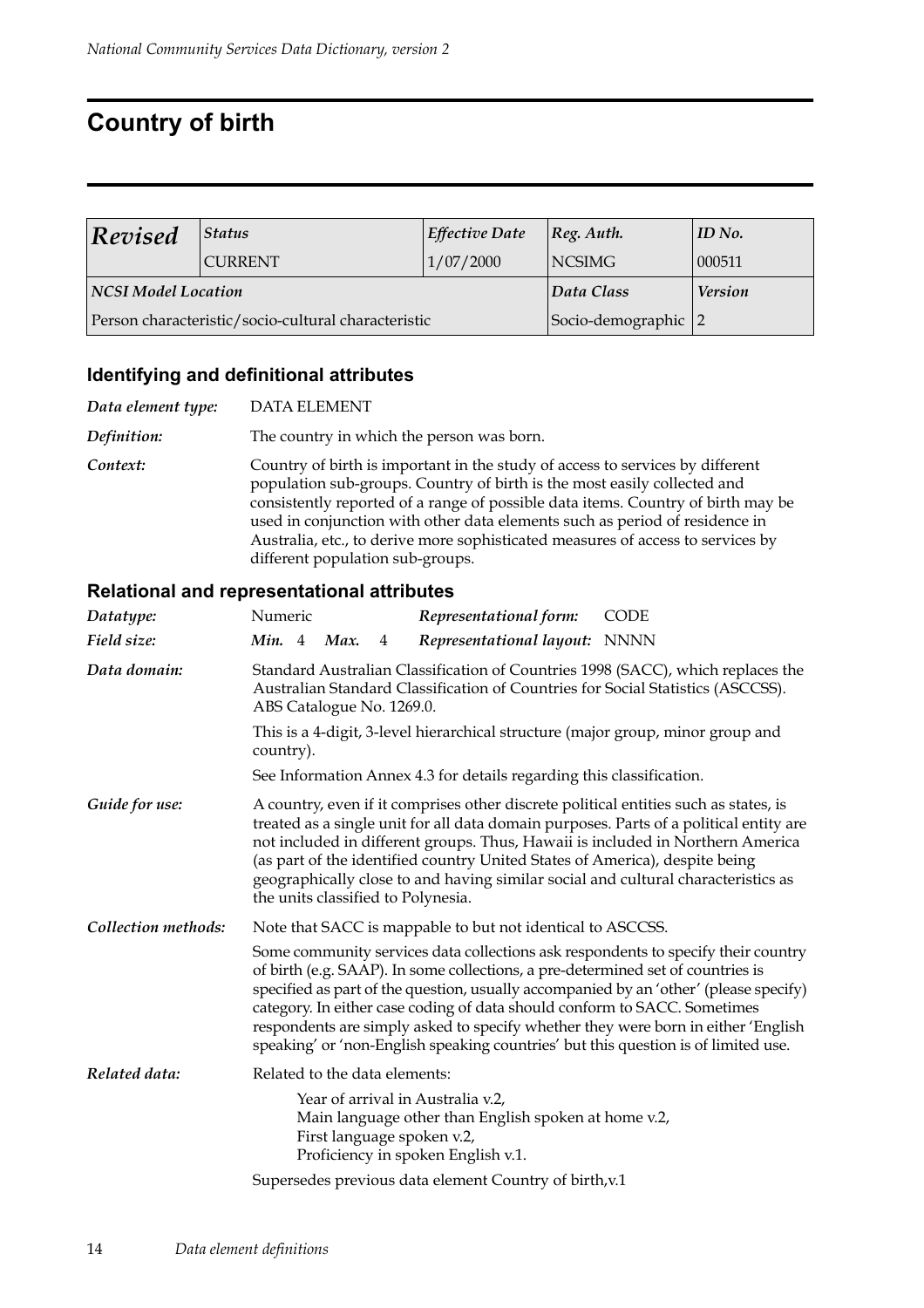# Country of birth

| *Revised* | *Status* | *Effective Date* | *Reg. Auth.* | *ID No.* |
|---|---|---|---|---|
| | CURRENT | 1/07/2000 | NCSIMG | 000511 |
| ***NCSI Model Location*** | | | ***Data Class*** | ***Version*** |
| Person characteristic/socio-cultural characteristic | | | Socio-demographic | 2 |

### Identifying and definitional attributes

*Data element type:* DATA ELEMENT

*Definition:* The country in which the person was born.

*Context:* Country of birth is important in the study of access to services by different population sub-groups. Country of birth is the most easily collected and consistently reported of a range of possible data items. Country of birth may be used in conjunction with other data elements such as period of residence in Australia, etc., to derive more sophisticated measures of access to services by different population sub-groups.

### Relational and representational attributes

*Datatype:* Numeric — *Representational form:* CODE

*Field size:* ***Min.*** 4 ***Max.*** 4 — *Representational layout:* NNNN

*Data domain:* Standard Australian Classification of Countries 1998 (SACC), which replaces the Australian Standard Classification of Countries for Social Statistics (ASCCSS). ABS Catalogue No. 1269.0.

This is a 4-digit, 3-level hierarchical structure (major group, minor group and country).

See Information Annex 4.3 for details regarding this classification.

*Guide for use:* A country, even if it comprises other discrete political entities such as states, is treated as a single unit for all data domain purposes. Parts of a political entity are not included in different groups. Thus, Hawaii is included in Northern America (as part of the identified country United States of America), despite being geographically close to and having similar social and cultural characteristics as the units classified to Polynesia.

*Collection methods:* Note that SACC is mappable to but not identical to ASCCSS.

Some community services data collections ask respondents to specify their country of birth (e.g. SAAP). In some collections, a pre-determined set of countries is specified as part of the question, usually accompanied by an 'other' (please specify) category. In either case coding of data should conform to SACC. Sometimes respondents are simply asked to specify whether they were born in either 'English speaking' or 'non-English speaking countries' but this question is of limited use.

*Related data:* Related to the data elements:

Year of arrival in Australia v.2,
Main language other than English spoken at home v.2,
First language spoken v.2,
Proficiency in spoken English v.1.

Supersedes previous data element Country of birth,v.1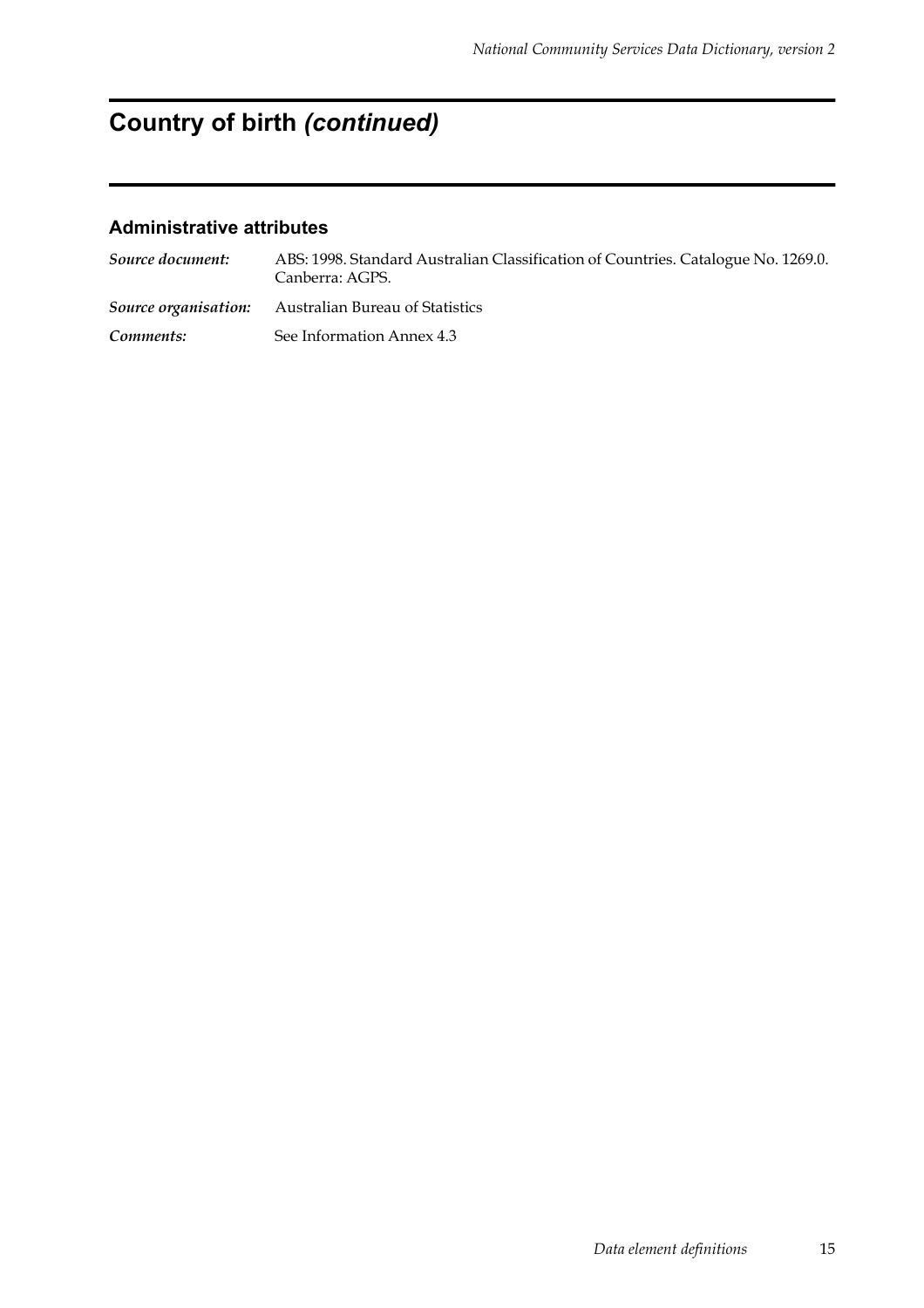# Country of birth *(continued)*

### Administrative attributes

***Source document:*** ABS: 1998. Standard Australian Classification of Countries. Catalogue No. 1269.0. Canberra: AGPS.

***Source organisation:*** Australian Bureau of Statistics

***Comments:*** See Information Annex 4.3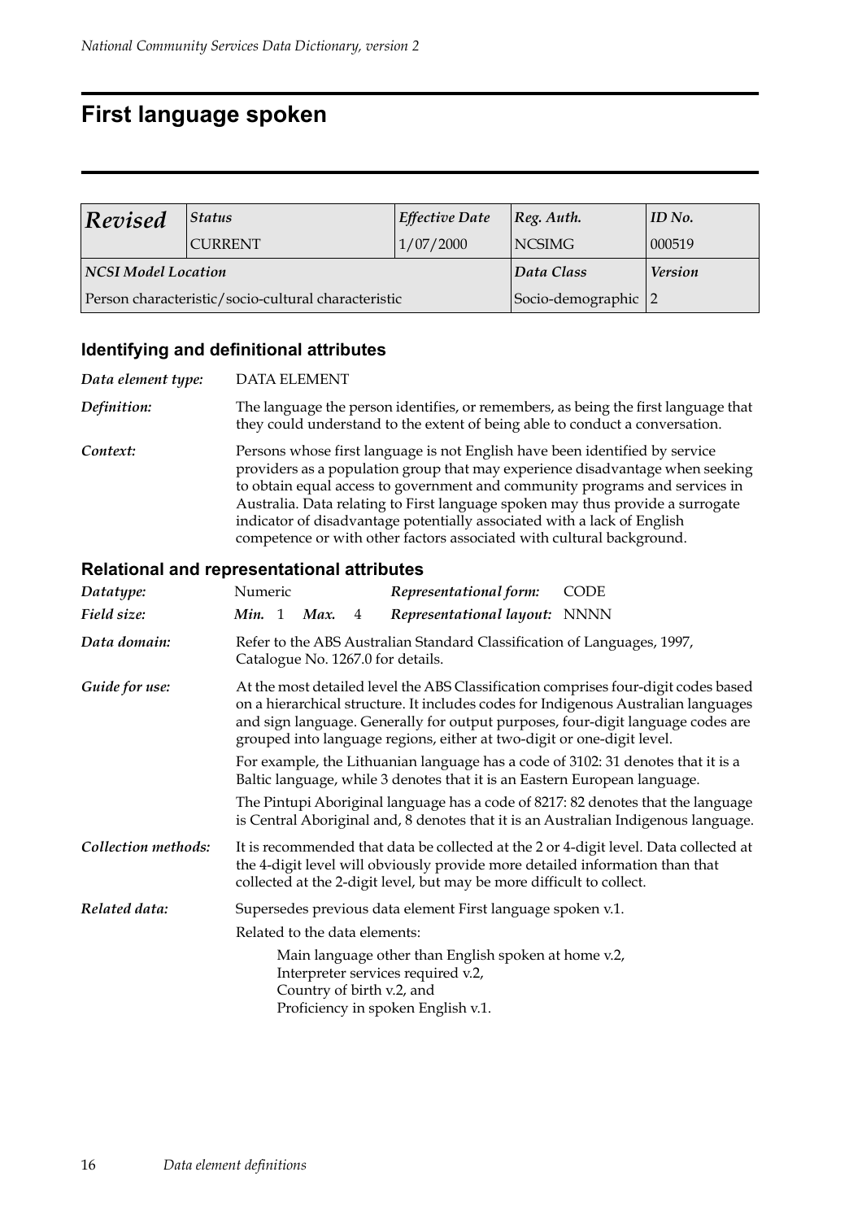# First language spoken

| *Revised* | *Status* | *Effective Date* | *Reg. Auth.* | *ID No.* |
|---|---|---|---|---|
| | CURRENT | 1/07/2000 | NCSIMG | 000519 |
| ***NCSI Model Location*** | | | ***Data Class*** | ***Version*** |
| Person characteristic/socio-cultural characteristic | | | Socio-demographic | 2 |

## Identifying and definitional attributes

***Data element type:*** DATA ELEMENT

***Definition:*** The language the person identifies, or remembers, as being the first language that they could understand to the extent of being able to conduct a conversation.

***Context:*** Persons whose first language is not English have been identified by service providers as a population group that may experience disadvantage when seeking to obtain equal access to government and community programs and services in Australia. Data relating to First language spoken may thus provide a surrogate indicator of disadvantage potentially associated with a lack of English competence or with other factors associated with cultural background.

## Relational and representational attributes

***Datatype:*** Numeric ***Representational form:*** CODE

***Field size:*** ***Min.*** 1 ***Max.*** 4 ***Representational layout:*** NNNN

***Data domain:*** Refer to the ABS Australian Standard Classification of Languages, 1997, Catalogue No. 1267.0 for details.

***Guide for use:*** At the most detailed level the ABS Classification comprises four-digit codes based on a hierarchical structure. It includes codes for Indigenous Australian languages and sign language. Generally for output purposes, four-digit language codes are grouped into language regions, either at two-digit or one-digit level.

For example, the Lithuanian language has a code of 3102: 31 denotes that it is a Baltic language, while 3 denotes that it is an Eastern European language.

The Pintupi Aboriginal language has a code of 8217: 82 denotes that the language is Central Aboriginal and, 8 denotes that it is an Australian Indigenous language.

***Collection methods:*** It is recommended that data be collected at the 2 or 4-digit level. Data collected at the 4-digit level will obviously provide more detailed information than that collected at the 2-digit level, but may be more difficult to collect.

***Related data:*** Supersedes previous data element First language spoken v.1.

Related to the data elements:

Main language other than English spoken at home v.2,
Interpreter services required v.2,
Country of birth v.2, and
Proficiency in spoken English v.1.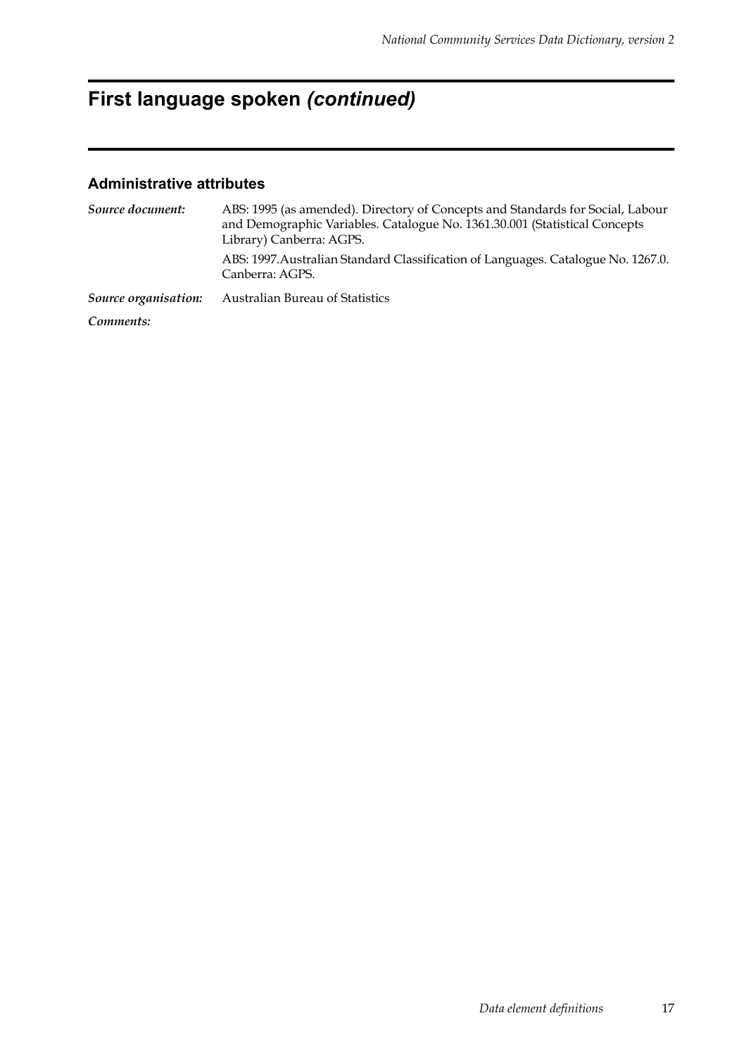# First language spoken *(continued)*

### Administrative attributes

***Source document:*** ABS: 1995 (as amended). Directory of Concepts and Standards for Social, Labour and Demographic Variables. Catalogue No. 1361.30.001 (Statistical Concepts Library) Canberra: AGPS.

ABS: 1997.Australian Standard Classification of Languages. Catalogue No. 1267.0. Canberra: AGPS.

***Source organisation:*** Australian Bureau of Statistics

***Comments:***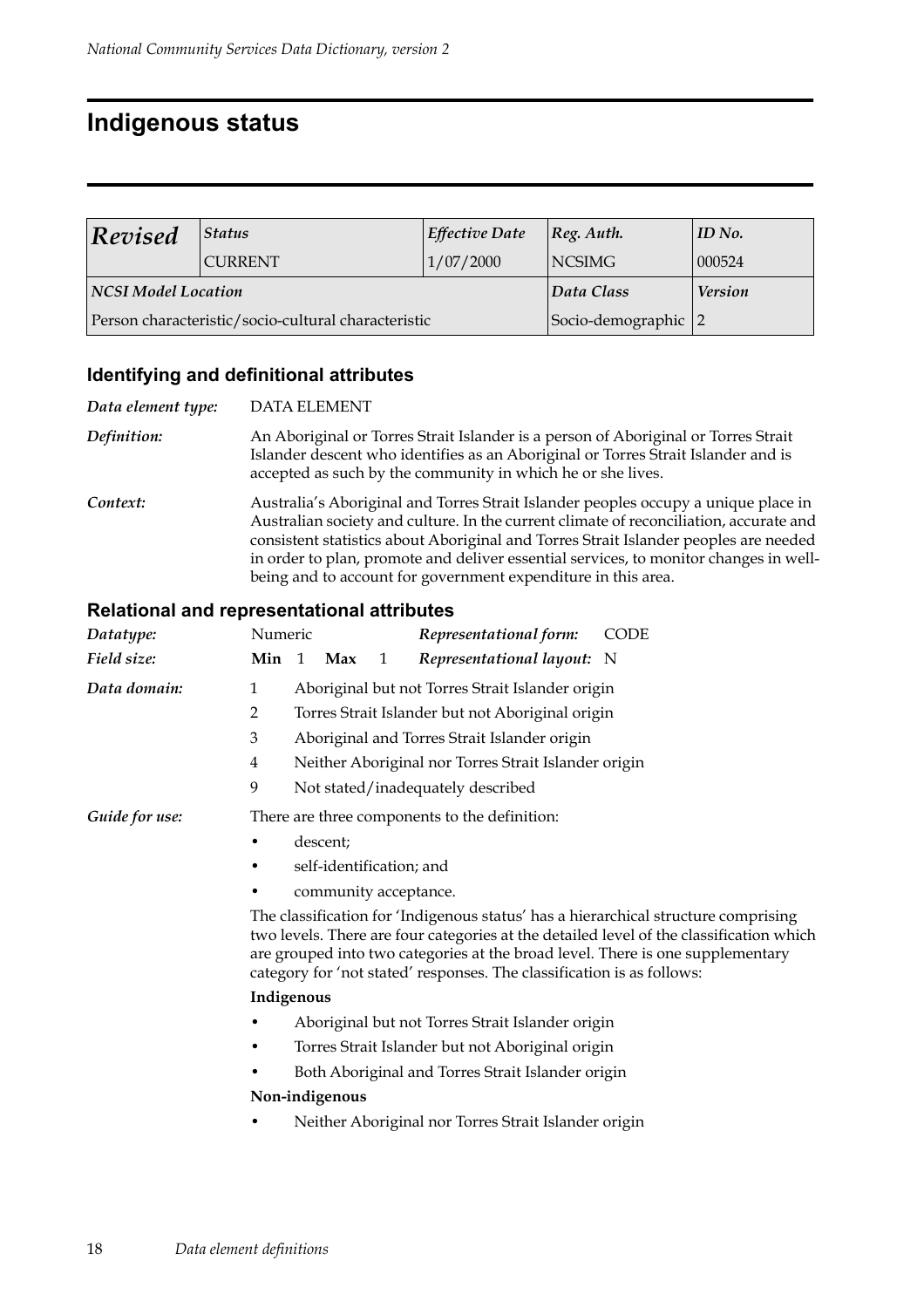# Indigenous status

| *Revised* | *Status* | *Effective Date* | *Reg. Auth.* | *ID No.* |
|---|---|---|---|---|
| | CURRENT | 1/07/2000 | NCSIMG | 000524 |
| ***NCSI Model Location*** | | | ***Data Class*** | ***Version*** |
| Person characteristic/socio-cultural characteristic | | | Socio-demographic | 2 |

## Identifying and definitional attributes

***Data element type:*** DATA ELEMENT

***Definition:*** An Aboriginal or Torres Strait Islander is a person of Aboriginal or Torres Strait Islander descent who identifies as an Aboriginal or Torres Strait Islander and is accepted as such by the community in which he or she lives.

***Context:*** Australia's Aboriginal and Torres Strait Islander peoples occupy a unique place in Australian society and culture. In the current climate of reconciliation, accurate and consistent statistics about Aboriginal and Torres Strait Islander peoples are needed in order to plan, promote and deliver essential services, to monitor changes in well-being and to account for government expenditure in this area.

## Relational and representational attributes

***Datatype:*** Numeric    ***Representational form:*** CODE

***Field size:*** **Min** 1 **Max** 1    ***Representational layout:*** N

***Data domain:***

1 Aboriginal but not Torres Strait Islander origin
2 Torres Strait Islander but not Aboriginal origin
3 Aboriginal and Torres Strait Islander origin
4 Neither Aboriginal nor Torres Strait Islander origin
9 Not stated/inadequately described

***Guide for use:*** There are three components to the definition:

- descent;
- self-identification; and
- community acceptance.

The classification for 'Indigenous status' has a hierarchical structure comprising two levels. There are four categories at the detailed level of the classification which are grouped into two categories at the broad level. There is one supplementary category for 'not stated' responses. The classification is as follows:

**Indigenous**

- Aboriginal but not Torres Strait Islander origin
- Torres Strait Islander but not Aboriginal origin
- Both Aboriginal and Torres Strait Islander origin

**Non-indigenous**

- Neither Aboriginal nor Torres Strait Islander origin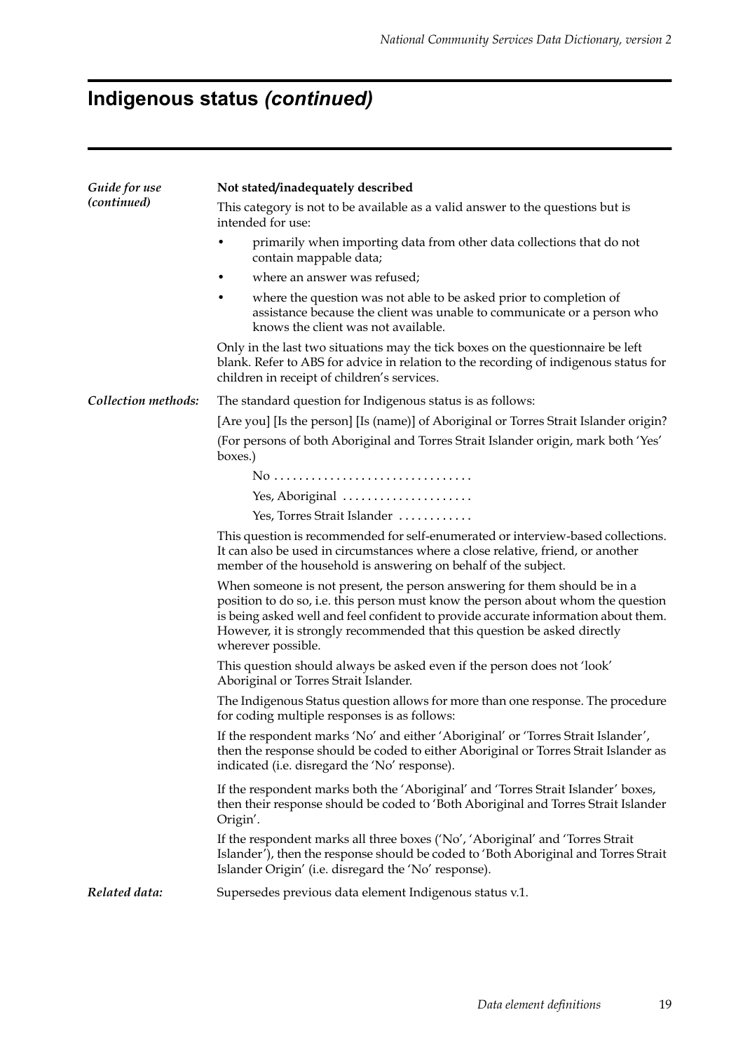# Indigenous status *(continued)*

***Guide for use (continued)***

**Not stated/inadequately described**

This category is not to be available as a valid answer to the questions but is intended for use:

- primarily when importing data from other data collections that do not contain mappable data;
- where an answer was refused;
- where the question was not able to be asked prior to completion of assistance because the client was unable to communicate or a person who knows the client was not available.

Only in the last two situations may the tick boxes on the questionnaire be left blank. Refer to ABS for advice in relation to the recording of indigenous status for children in receipt of children's services.

***Collection methods:***

The standard question for Indigenous status is as follows:

[Are you] [Is the person] [Is (name)] of Aboriginal or Torres Strait Islander origin?

(For persons of both Aboriginal and Torres Strait Islander origin, mark both 'Yes' boxes.)

No . . . . . . . . . . . . . . . . . . . . . . . . . . . . . . .

Yes, Aboriginal . . . . . . . . . . . . . . . . . . . . .

Yes, Torres Strait Islander . . . . . . . . . . . .

This question is recommended for self-enumerated or interview-based collections. It can also be used in circumstances where a close relative, friend, or another member of the household is answering on behalf of the subject.

When someone is not present, the person answering for them should be in a position to do so, i.e. this person must know the person about whom the question is being asked well and feel confident to provide accurate information about them. However, it is strongly recommended that this question be asked directly wherever possible.

This question should always be asked even if the person does not 'look' Aboriginal or Torres Strait Islander.

The Indigenous Status question allows for more than one response. The procedure for coding multiple responses is as follows:

If the respondent marks 'No' and either 'Aboriginal' or 'Torres Strait Islander', then the response should be coded to either Aboriginal or Torres Strait Islander as indicated (i.e. disregard the 'No' response).

If the respondent marks both the 'Aboriginal' and 'Torres Strait Islander' boxes, then their response should be coded to 'Both Aboriginal and Torres Strait Islander Origin'.

If the respondent marks all three boxes ('No', 'Aboriginal' and 'Torres Strait Islander'), then the response should be coded to 'Both Aboriginal and Torres Strait Islander Origin' (i.e. disregard the 'No' response).

***Related data:***

Supersedes previous data element Indigenous status v.1.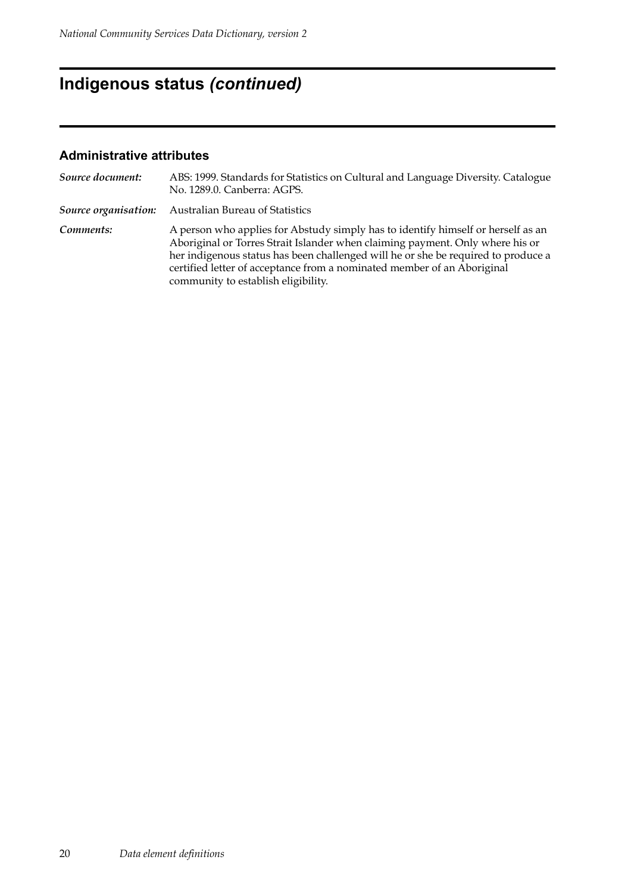## Indigenous status *(continued)*

### Administrative attributes

| | |
|---|---|
| ***Source document:*** | ABS: 1999. Standards for Statistics on Cultural and Language Diversity. Catalogue No. 1289.0. Canberra: AGPS. |
| ***Source organisation:*** | Australian Bureau of Statistics |
| ***Comments:*** | A person who applies for Abstudy simply has to identify himself or herself as an Aboriginal or Torres Strait Islander when claiming payment. Only where his or her indigenous status has been challenged will he or she be required to produce a certified letter of acceptance from a nominated member of an Aboriginal community to establish eligibility. |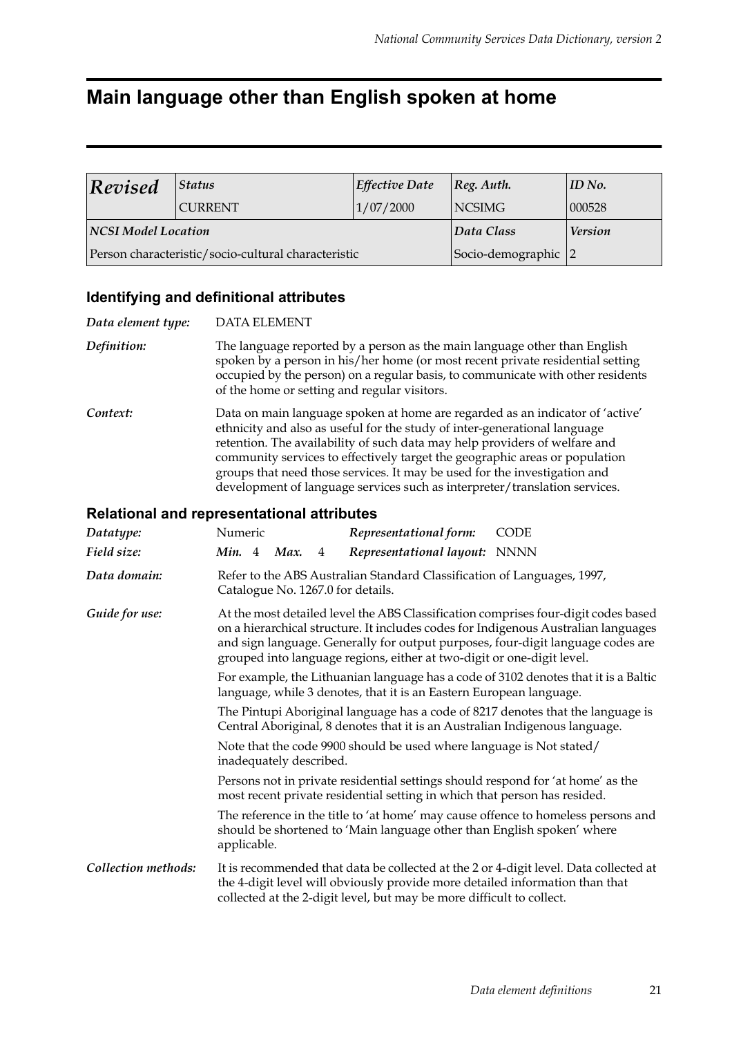# Main language other than English spoken at home

| *Revised* | *Status* | *Effective Date* | *Reg. Auth.* | *ID No.* |
|---|---|---|---|---|
| | CURRENT | 1/07/2000 | NCSIMG | 000528 |
| *NCSI Model Location* | | | *Data Class* | *Version* |
| Person characteristic/socio-cultural characteristic | | | Socio-demographic | 2 |

## Identifying and definitional attributes

*Data element type:* DATA ELEMENT

*Definition:* The language reported by a person as the main language other than English spoken by a person in his/her home (or most recent private residential setting occupied by the person) on a regular basis, to communicate with other residents of the home or setting and regular visitors.

*Context:* Data on main language spoken at home are regarded as an indicator of 'active' ethnicity and also as useful for the study of inter-generational language retention. The availability of such data may help providers of welfare and community services to effectively target the geographic areas or population groups that need those services. It may be used for the investigation and development of language services such as interpreter/translation services.

## Relational and representational attributes

*Datatype:* Numeric — *Representational form:* CODE

*Field size:* *Min.* 4 *Max.* 4 — *Representational layout:* NNNN

*Data domain:* Refer to the ABS Australian Standard Classification of Languages, 1997, Catalogue No. 1267.0 for details.

*Guide for use:* At the most detailed level the ABS Classification comprises four-digit codes based on a hierarchical structure. It includes codes for Indigenous Australian languages and sign language. Generally for output purposes, four-digit language codes are grouped into language regions, either at two-digit or one-digit level.

For example, the Lithuanian language has a code of 3102 denotes that it is a Baltic language, while 3 denotes, that it is an Eastern European language.

The Pintupi Aboriginal language has a code of 8217 denotes that the language is Central Aboriginal, 8 denotes that it is an Australian Indigenous language.

Note that the code 9900 should be used where language is Not stated/ inadequately described.

Persons not in private residential settings should respond for 'at home' as the most recent private residential setting in which that person has resided.

The reference in the title to 'at home' may cause offence to homeless persons and should be shortened to 'Main language other than English spoken' where applicable.

*Collection methods:* It is recommended that data be collected at the 2 or 4-digit level. Data collected at the 4-digit level will obviously provide more detailed information than that collected at the 2-digit level, but may be more difficult to collect.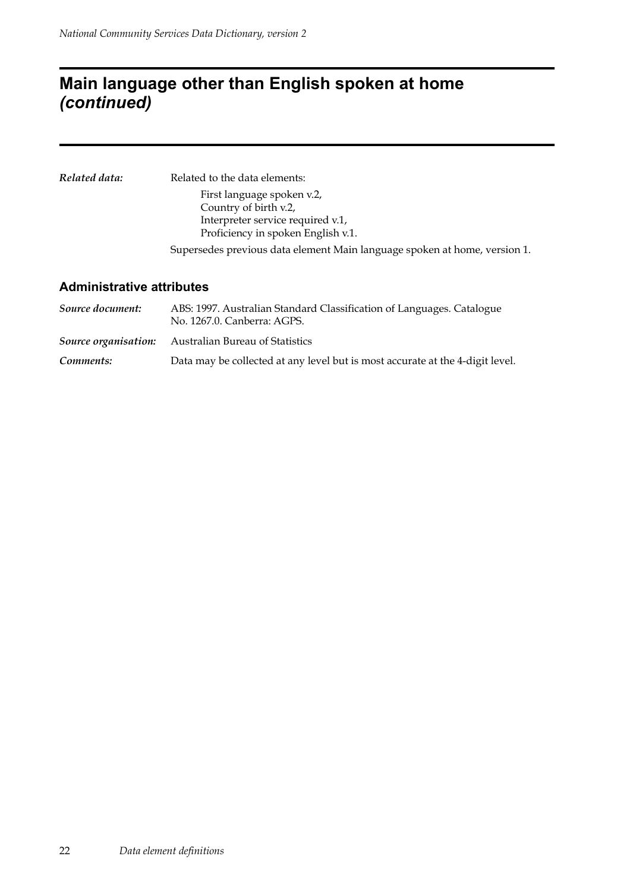# Main language other than English spoken at home *(continued)*

***Related data:*** Related to the data elements:

First language spoken v.2,
Country of birth v.2,
Interpreter service required v.1,
Proficiency in spoken English v.1.

Supersedes previous data element Main language spoken at home, version 1.

## Administrative attributes

***Source document:*** ABS: 1997. Australian Standard Classification of Languages. Catalogue No. 1267.0. Canberra: AGPS.

***Source organisation:*** Australian Bureau of Statistics

***Comments:*** Data may be collected at any level but is most accurate at the 4-digit level.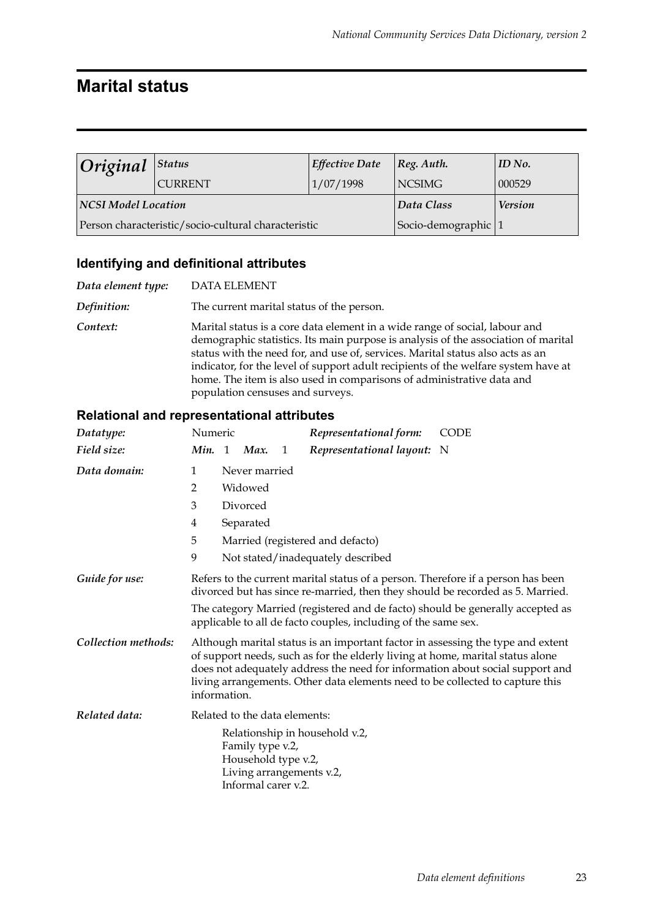# Marital status

| *Original* | *Status* | *Effective Date* | *Reg. Auth.* | *ID No.* |
|---|---|---|---|---|
| | CURRENT | 1/07/1998 | NCSIMG | 000529 |
| ***NCSI Model Location*** | | | ***Data Class*** | ***Version*** |
| Person characteristic/socio-cultural characteristic | | | Socio-demographic | 1 |

## Identifying and definitional attributes

***Data element type:*** DATA ELEMENT

***Definition:*** The current marital status of the person.

***Context:*** Marital status is a core data element in a wide range of social, labour and demographic statistics. Its main purpose is analysis of the association of marital status with the need for, and use of, services. Marital status also acts as an indicator, for the level of support adult recipients of the welfare system have at home. The item is also used in comparisons of administrative data and population censuses and surveys.

## Relational and representational attributes

***Datatype:*** Numeric

***Representational form:*** CODE

***Field size:*** ***Min.*** 1 ***Max.*** 1

***Representational layout:*** N

***Data domain:***

1 Never married
2 Widowed
3 Divorced
4 Separated
5 Married (registered and defacto)
9 Not stated/inadequately described

***Guide for use:*** Refers to the current marital status of a person. Therefore if a person has been divorced but has since re-married, then they should be recorded as 5. Married.

The category Married (registered and de facto) should be generally accepted as applicable to all de facto couples, including of the same sex.

***Collection methods:*** Although marital status is an important factor in assessing the type and extent of support needs, such as for the elderly living at home, marital status alone does not adequately address the need for information about social support and living arrangements. Other data elements need to be collected to capture this information.

***Related data:*** Related to the data elements:

Relationship in household v.2,
Family type v.2,
Household type v.2,
Living arrangements v.2,
Informal carer v.2.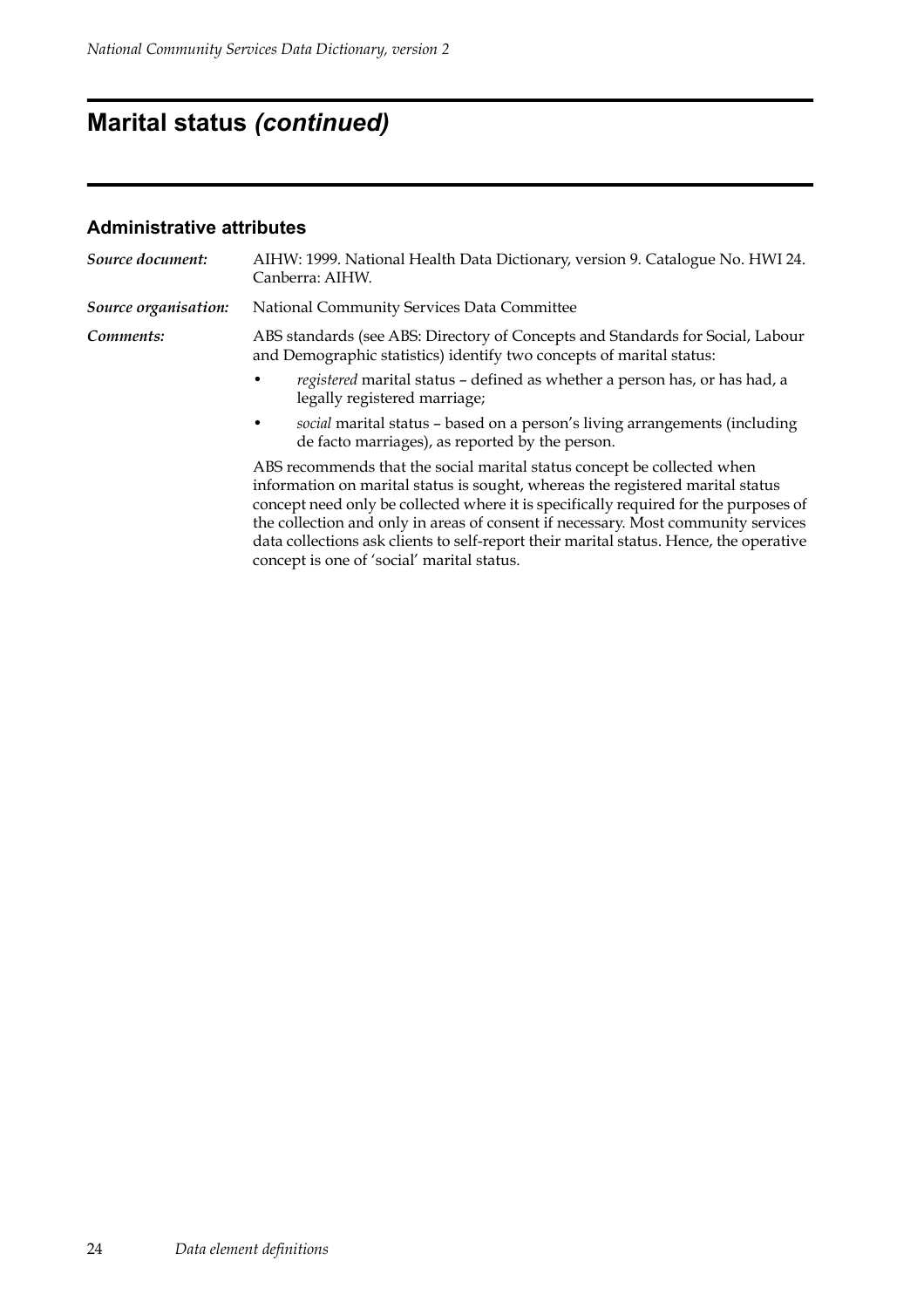# Marital status *(continued)*

### Administrative attributes

***Source document:*** AIHW: 1999. National Health Data Dictionary, version 9. Catalogue No. HWI 24. Canberra: AIHW.

***Source organisation:*** National Community Services Data Committee

***Comments:*** ABS standards (see ABS: Directory of Concepts and Standards for Social, Labour and Demographic statistics) identify two concepts of marital status:

- *registered* marital status – defined as whether a person has, or has had, a legally registered marriage;
- *social* marital status – based on a person's living arrangements (including de facto marriages), as reported by the person.

ABS recommends that the social marital status concept be collected when information on marital status is sought, whereas the registered marital status concept need only be collected where it is specifically required for the purposes of the collection and only in areas of consent if necessary. Most community services data collections ask clients to self-report their marital status. Hence, the operative concept is one of 'social' marital status.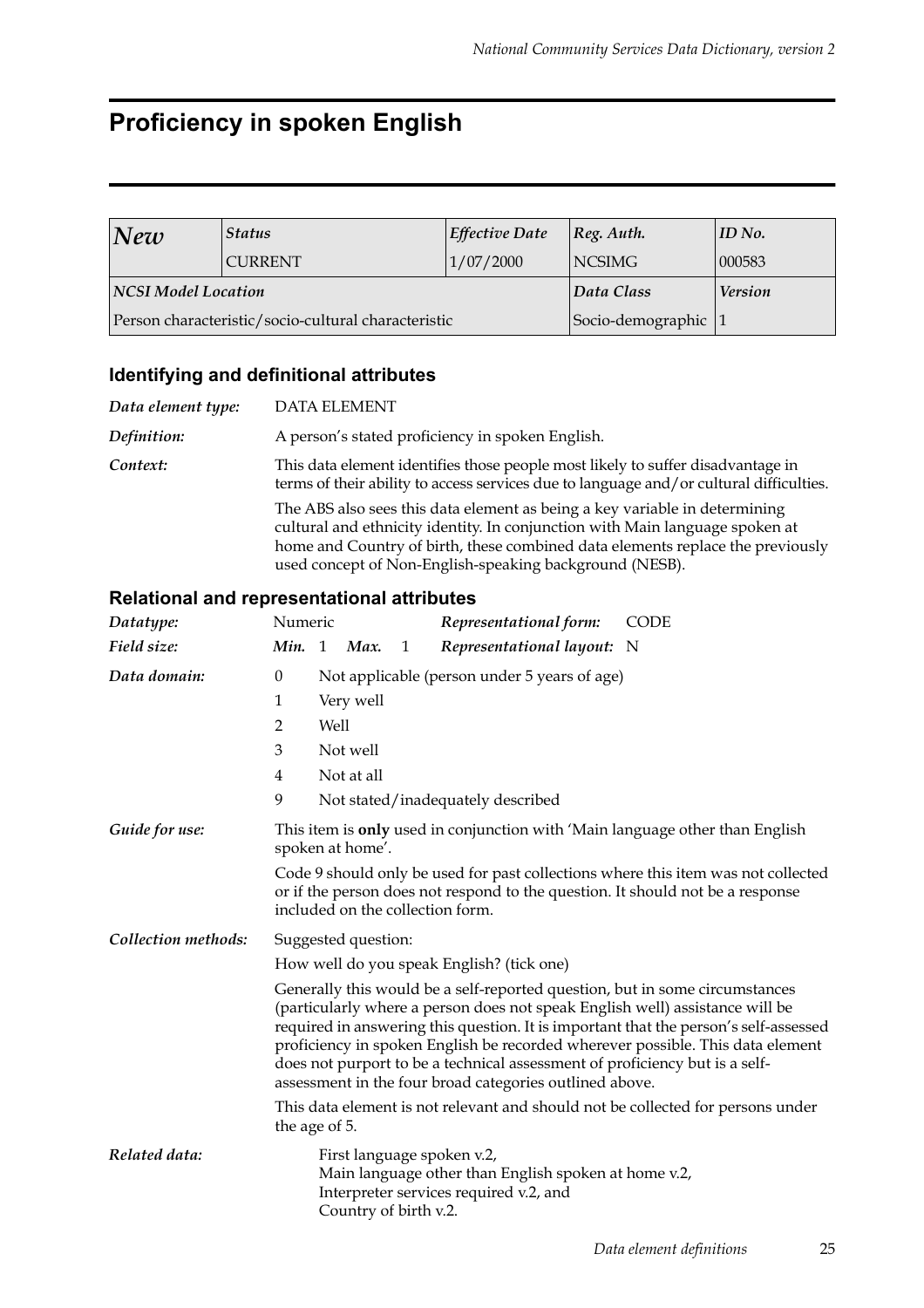# Proficiency in spoken English

| *New* | *Status* | *Effective Date* | *Reg. Auth.* | *ID No.* |
|---|---|---|---|---|
| | CURRENT | 1/07/2000 | NCSIMG | 000583 |
| ***NCSI Model Location*** | | | ***Data Class*** | ***Version*** |
| Person characteristic/socio-cultural characteristic | | | Socio-demographic | 1 |

## Identifying and definitional attributes

*Data element type:* DATA ELEMENT

*Definition:* A person's stated proficiency in spoken English.

*Context:* This data element identifies those people most likely to suffer disadvantage in terms of their ability to access services due to language and/or cultural difficulties.

The ABS also sees this data element as being a key variable in determining cultural and ethnicity identity. In conjunction with Main language spoken at home and Country of birth, these combined data elements replace the previously used concept of Non-English-speaking background (NESB).

## Relational and representational attributes

*Datatype:* Numeric *Representational form:* CODE

*Field size:* *Min.* 1 *Max.* 1 *Representational layout:* N

*Data domain:*

0 Not applicable (person under 5 years of age)
1 Very well
2 Well
3 Not well
4 Not at all
9 Not stated/inadequately described

*Guide for use:* This item is **only** used in conjunction with 'Main language other than English spoken at home'.

Code 9 should only be used for past collections where this item was not collected or if the person does not respond to the question. It should not be a response included on the collection form.

*Collection methods:* Suggested question:

How well do you speak English? (tick one)

Generally this would be a self-reported question, but in some circumstances (particularly where a person does not speak English well) assistance will be required in answering this question. It is important that the person's self-assessed proficiency in spoken English be recorded wherever possible. This data element does not purport to be a technical assessment of proficiency but is a self-assessment in the four broad categories outlined above.

This data element is not relevant and should not be collected for persons under the age of 5.

*Related data:* First language spoken v.2,
Main language other than English spoken at home v.2,
Interpreter services required v.2, and
Country of birth v.2.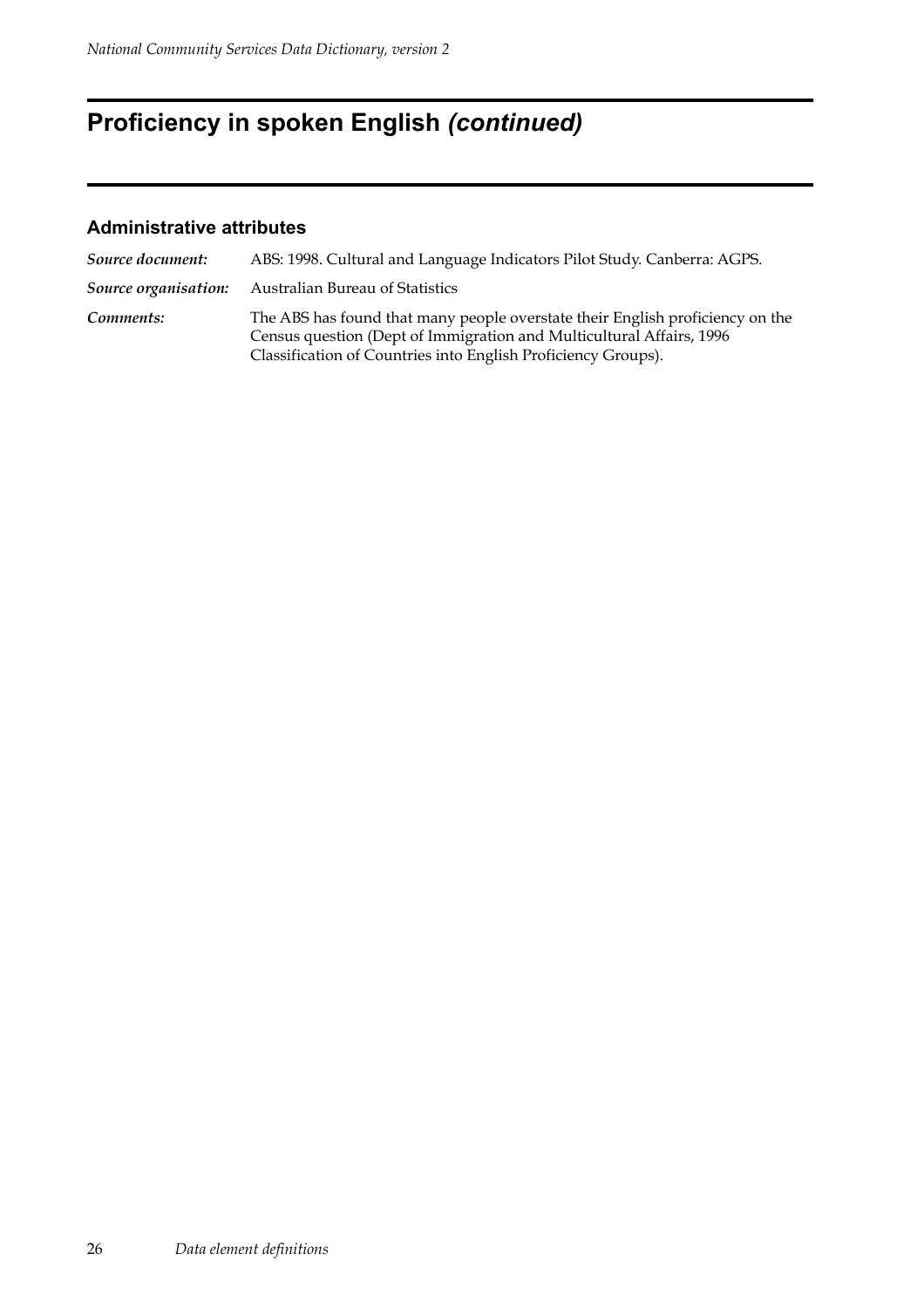# Proficiency in spoken English *(continued)*

### Administrative attributes

| | |
|---|---|
| ***Source document:*** | ABS: 1998. Cultural and Language Indicators Pilot Study. Canberra: AGPS. |
| ***Source organisation:*** | Australian Bureau of Statistics |
| ***Comments:*** | The ABS has found that many people overstate their English proficiency on the Census question (Dept of Immigration and Multicultural Affairs, 1996 Classification of Countries into English Proficiency Groups). |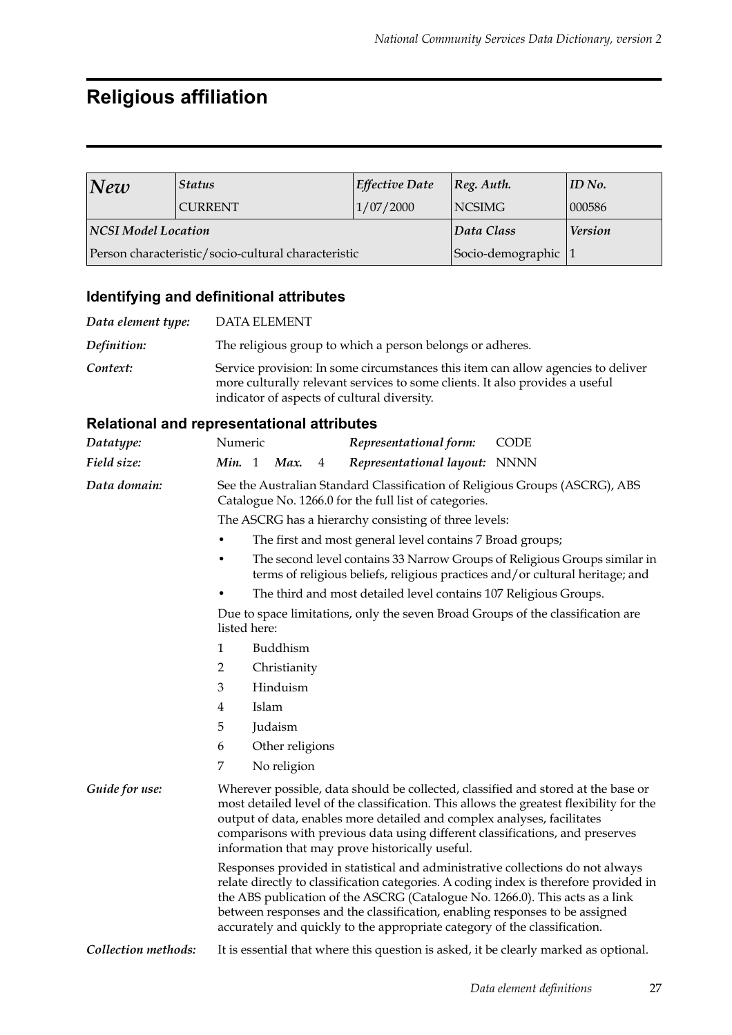# Religious affiliation

| *New* | *Status* | *Effective Date* | *Reg. Auth.* | *ID No.* |
|---|---|---|---|---|
| | CURRENT | 1/07/2000 | NCSIMG | 000586 |
| ***NCSI Model Location*** | | | ***Data Class*** | ***Version*** |
| Person characteristic/socio-cultural characteristic | | | Socio-demographic | 1 |

### Identifying and definitional attributes

*Data element type:* DATA ELEMENT

*Definition:* The religious group to which a person belongs or adheres.

*Context:* Service provision: In some circumstances this item can allow agencies to deliver more culturally relevant services to some clients. It also provides a useful indicator of aspects of cultural diversity.

### Relational and representational attributes

*Datatype:* Numeric    ***Representational form:*** CODE

*Field size:* ***Min.*** 1 ***Max.*** 4    ***Representational layout:*** NNNN

*Data domain:* See the Australian Standard Classification of Religious Groups (ASCRG), ABS Catalogue No. 1266.0 for the full list of categories.

The ASCRG has a hierarchy consisting of three levels:

- The first and most general level contains 7 Broad groups;
- The second level contains 33 Narrow Groups of Religious Groups similar in terms of religious beliefs, religious practices and/or cultural heritage; and
- The third and most detailed level contains 107 Religious Groups.

Due to space limitations, only the seven Broad Groups of the classification are listed here:

1 Buddhism
2 Christianity
3 Hinduism
4 Islam
5 Judaism
6 Other religions
7 No religion

*Guide for use:* Wherever possible, data should be collected, classified and stored at the base or most detailed level of the classification. This allows the greatest flexibility for the output of data, enables more detailed and complex analyses, facilitates comparisons with previous data using different classifications, and preserves information that may prove historically useful.

Responses provided in statistical and administrative collections do not always relate directly to classification categories. A coding index is therefore provided in the ABS publication of the ASCRG (Catalogue No. 1266.0). This acts as a link between responses and the classification, enabling responses to be assigned accurately and quickly to the appropriate category of the classification.

*Collection methods:* It is essential that where this question is asked, it be clearly marked as optional.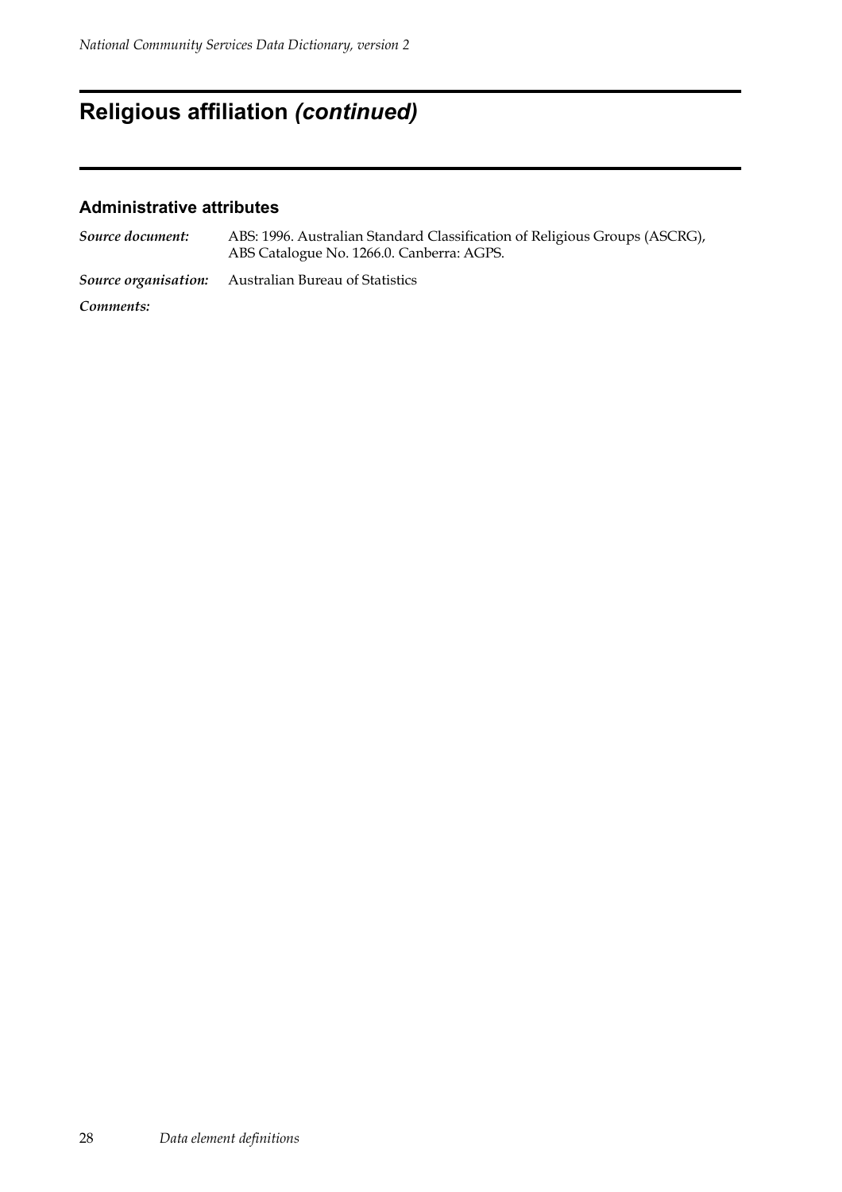# Religious affiliation *(continued)*

### Administrative attributes

***Source document:*** ABS: 1996. Australian Standard Classification of Religious Groups (ASCRG), ABS Catalogue No. 1266.0. Canberra: AGPS.

***Source organisation:*** Australian Bureau of Statistics

***Comments:***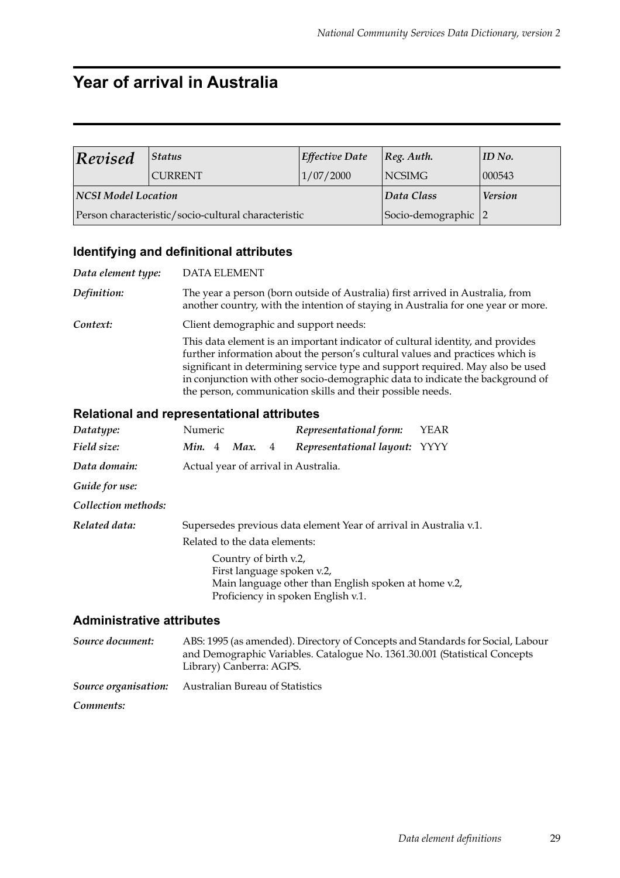# Year of arrival in Australia

| *Revised* | *Status* | *Effective Date* | *Reg. Auth.* | *ID No.* |
|---|---|---|---|---|
| | CURRENT | 1/07/2000 | NCSIMG | 000543 |
| ***NCSI Model Location*** | | | ***Data Class*** | ***Version*** |
| Person characteristic/socio-cultural characteristic | | | Socio-demographic | 2 |

## Identifying and definitional attributes

***Data element type:*** DATA ELEMENT

***Definition:*** The year a person (born outside of Australia) first arrived in Australia, from another country, with the intention of staying in Australia for one year or more.

***Context:*** Client demographic and support needs:

This data element is an important indicator of cultural identity, and provides further information about the person's cultural values and practices which is significant in determining service type and support required. May also be used in conjunction with other socio-demographic data to indicate the background of the person, communication skills and their possible needs.

## Relational and representational attributes

***Datatype:*** Numeric

***Representational form:*** YEAR

***Field size:*** ***Min.*** 4 ***Max.*** 4

***Representational layout:*** YYYY

***Data domain:*** Actual year of arrival in Australia.

***Guide for use:***

***Collection methods:***

***Related data:*** Supersedes previous data element Year of arrival in Australia v.1.

Related to the data elements:

Country of birth v.2,
First language spoken v.2,
Main language other than English spoken at home v.2,
Proficiency in spoken English v.1.

## Administrative attributes

***Source document:*** ABS: 1995 (as amended). Directory of Concepts and Standards for Social, Labour and Demographic Variables. Catalogue No. 1361.30.001 (Statistical Concepts Library) Canberra: AGPS.

***Source organisation:*** Australian Bureau of Statistics

***Comments:***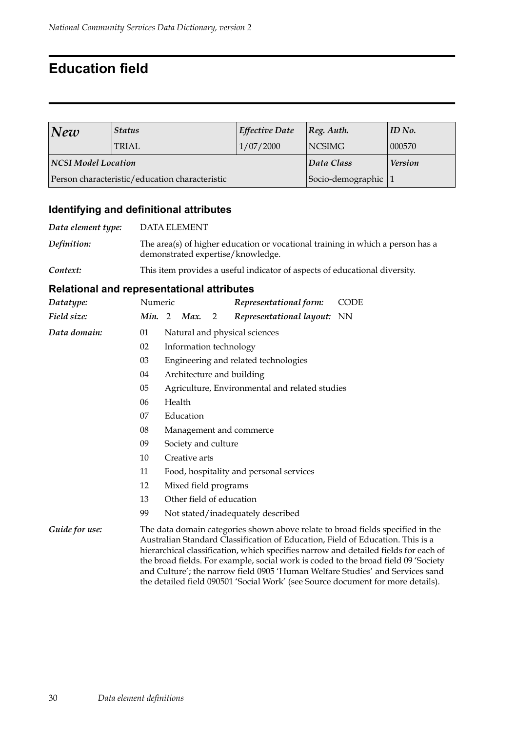# Education field

| *New* | *Status* | *Effective Date* | *Reg. Auth.* | *ID No.* |
|---|---|---|---|---|
| | TRIAL | 1/07/2000 | NCSIMG | 000570 |
| ***NCSI Model Location*** | | | *Data Class* | *Version* |
| Person characteristic/education characteristic | | | Socio-demographic | 1 |

## Identifying and definitional attributes

***Data element type:*** DATA ELEMENT

***Definition:*** The area(s) of higher education or vocational training in which a person has a demonstrated expertise/knowledge.

***Context:*** This item provides a useful indicator of aspects of educational diversity.

## Relational and representational attributes

***Datatype:*** Numeric    ***Representational form:*** CODE

***Field size:*** ***Min.*** 2 ***Max.*** 2    ***Representational layout:*** NN

***Data domain:***

01 Natural and physical sciences
02 Information technology
03 Engineering and related technologies
04 Architecture and building
05 Agriculture, Environmental and related studies
06 Health
07 Education
08 Management and commerce
09 Society and culture
10 Creative arts
11 Food, hospitality and personal services
12 Mixed field programs
13 Other field of education
99 Not stated/inadequately described

***Guide for use:*** The data domain categories shown above relate to broad fields specified in the Australian Standard Classification of Education, Field of Education. This is a hierarchical classification, which specifies narrow and detailed fields for each of the broad fields. For example, social work is coded to the broad field 09 'Society and Culture'; the narrow field 0905 'Human Welfare Studies' and Services sand the detailed field 090501 'Social Work' (see Source document for more details).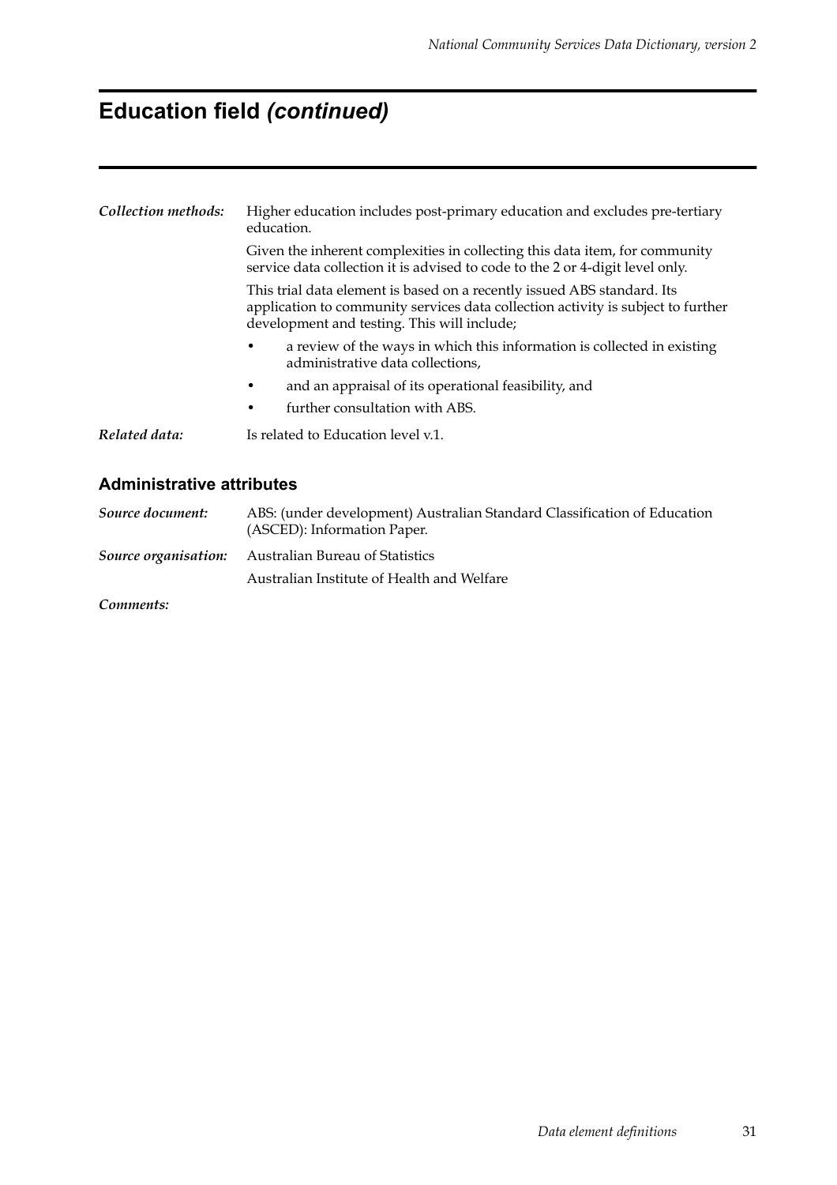# Education field *(continued)*

***Collection methods:*** Higher education includes post-primary education and excludes pre-tertiary education.

Given the inherent complexities in collecting this data item, for community service data collection it is advised to code to the 2 or 4-digit level only.

This trial data element is based on a recently issued ABS standard. Its application to community services data collection activity is subject to further development and testing. This will include;

- a review of the ways in which this information is collected in existing administrative data collections,
- and an appraisal of its operational feasibility, and
- further consultation with ABS.

***Related data:*** Is related to Education level v.1.

## Administrative attributes

***Source document:*** ABS: (under development) Australian Standard Classification of Education (ASCED): Information Paper.

***Source organisation:*** Australian Bureau of Statistics

Australian Institute of Health and Welfare

***Comments:***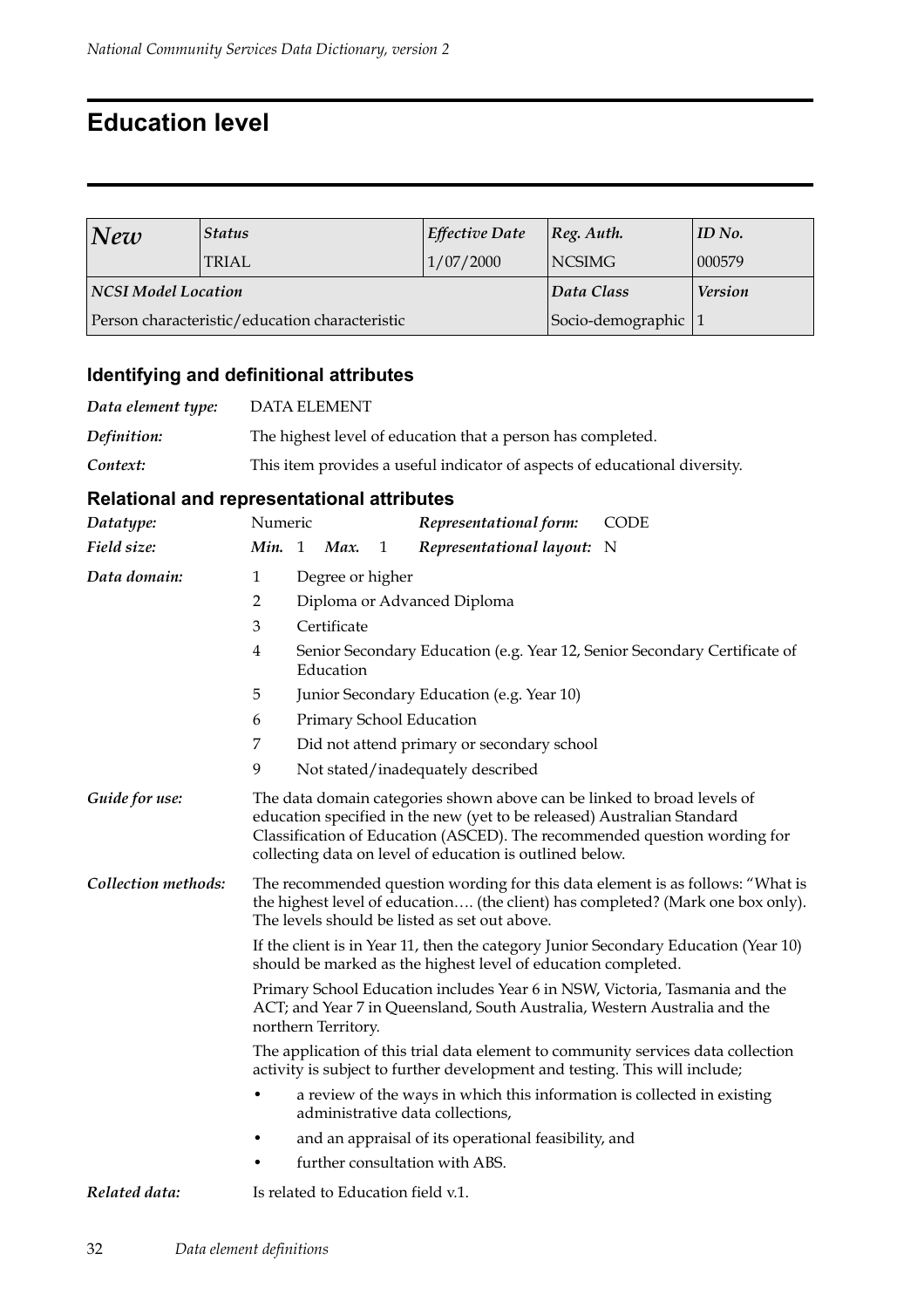# Education level

| *New* | *Status* | *Effective Date* | *Reg. Auth.* | *ID No.* |
|---|---|---|---|---|
| | TRIAL | 1/07/2000 | NCSIMG | 000579 |
| ***NCSI Model Location*** | | | ***Data Class*** | ***Version*** |
| Person characteristic/education characteristic | | | Socio-demographic | 1 |

## Identifying and definitional attributes

*Data element type:* DATA ELEMENT

*Definition:* The highest level of education that a person has completed.

*Context:* This item provides a useful indicator of aspects of educational diversity.

## Relational and representational attributes

*Datatype:* Numeric — *Representational form:* CODE

*Field size:* *Min.* 1 *Max.* 1 — *Representational layout:* N

*Data domain:*

- 1 Degree or higher
- 2 Diploma or Advanced Diploma
- 3 Certificate
- 4 Senior Secondary Education (e.g. Year 12, Senior Secondary Certificate of Education
- 5 Junior Secondary Education (e.g. Year 10)
- 6 Primary School Education
- 7 Did not attend primary or secondary school
- 9 Not stated/inadequately described

*Guide for use:* The data domain categories shown above can be linked to broad levels of education specified in the new (yet to be released) Australian Standard Classification of Education (ASCED). The recommended question wording for collecting data on level of education is outlined below.

*Collection methods:* The recommended question wording for this data element is as follows: "What is the highest level of education…. (the client) has completed? (Mark one box only). The levels should be listed as set out above.

If the client is in Year 11, then the category Junior Secondary Education (Year 10) should be marked as the highest level of education completed.

Primary School Education includes Year 6 in NSW, Victoria, Tasmania and the ACT; and Year 7 in Queensland, South Australia, Western Australia and the northern Territory.

The application of this trial data element to community services data collection activity is subject to further development and testing. This will include;

- a review of the ways in which this information is collected in existing administrative data collections,
- and an appraisal of its operational feasibility, and
- further consultation with ABS.

*Related data:* Is related to Education field v.1.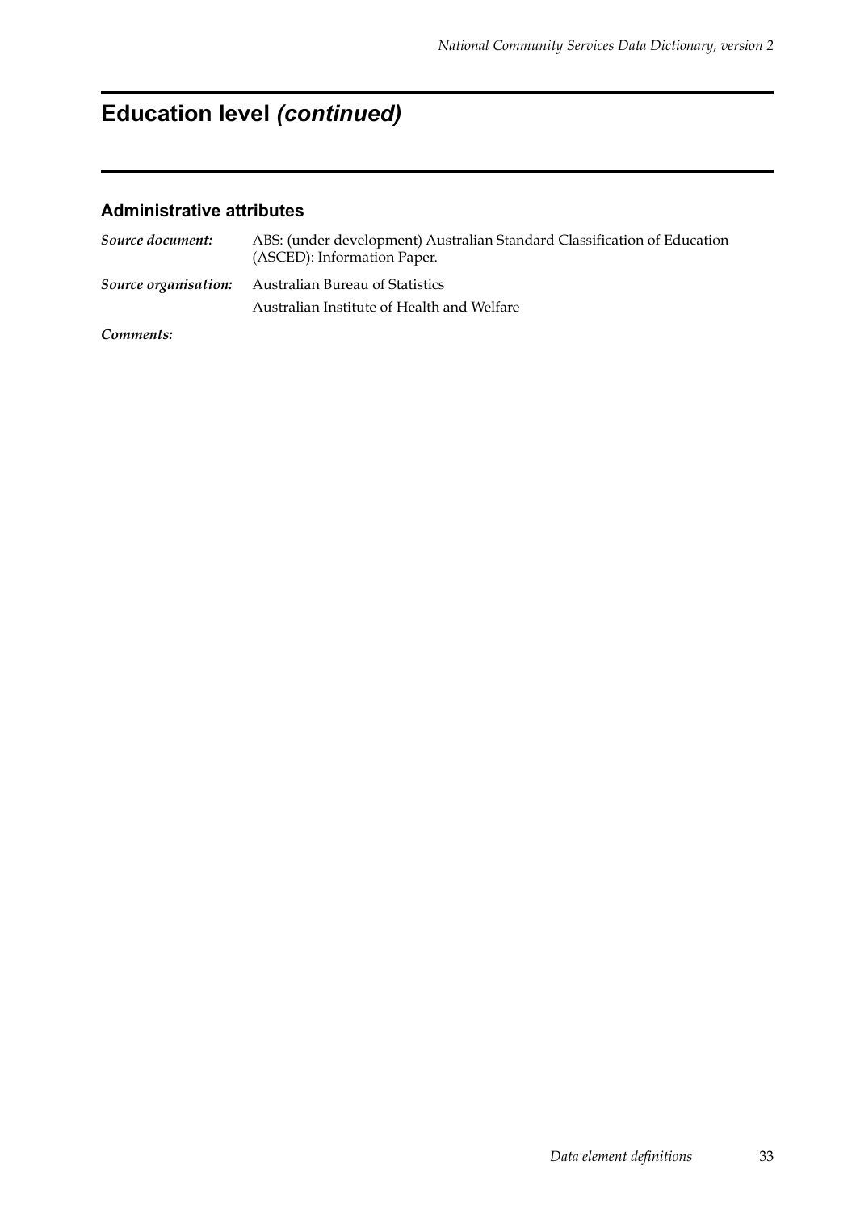# Education level *(continued)*

### Administrative attributes

***Source document:*** ABS: (under development) Australian Standard Classification of Education (ASCED): Information Paper.

***Source organisation:*** Australian Bureau of Statistics

Australian Institute of Health and Welfare

***Comments:***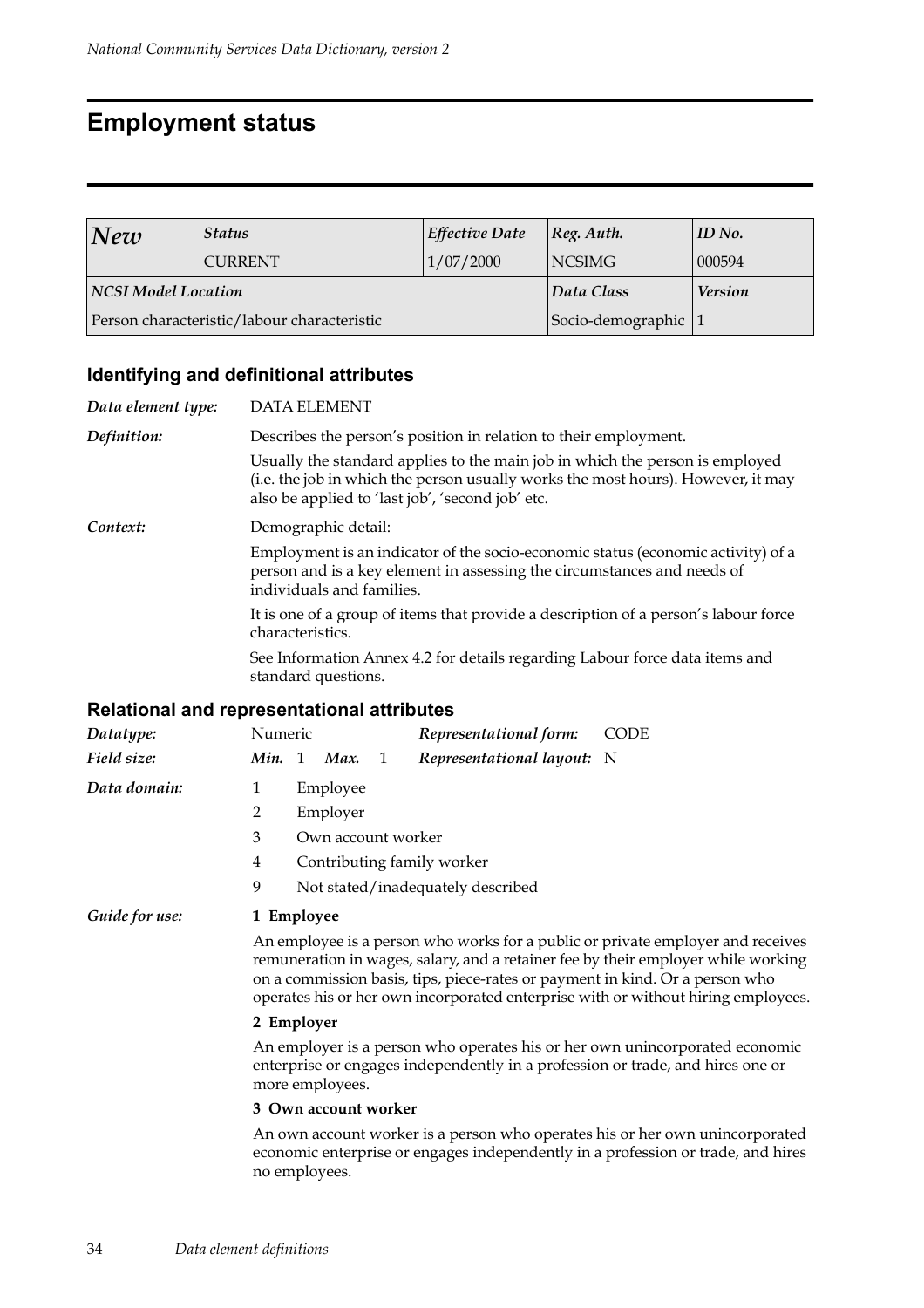# Employment status

| *New* | *Status* | *Effective Date* | *Reg. Auth.* | *ID No.* |
|---|---|---|---|---|
| | CURRENT | 1/07/2000 | NCSIMG | 000594 |
| ***NCSI Model Location*** | | | *Data Class* | *Version* |
| Person characteristic/labour characteristic | | | Socio-demographic | 1 |

## Identifying and definitional attributes

*Data element type:* DATA ELEMENT

*Definition:* Describes the person's position in relation to their employment.

Usually the standard applies to the main job in which the person is employed (i.e. the job in which the person usually works the most hours). However, it may also be applied to 'last job', 'second job' etc.

*Context:* Demographic detail:

Employment is an indicator of the socio-economic status (economic activity) of a person and is a key element in assessing the circumstances and needs of individuals and families.

It is one of a group of items that provide a description of a person's labour force characteristics.

See Information Annex 4.2 for details regarding Labour force data items and standard questions.

## Relational and representational attributes

*Datatype:* Numeric *Representational form:* CODE

*Field size:* *Min.* 1 *Max.* 1 *Representational layout:* N

*Data domain:*

- 1 Employee
- 2 Employer
- 3 Own account worker
- 4 Contributing family worker
- 9 Not stated/inadequately described

*Guide for use:*

**1 Employee**

An employee is a person who works for a public or private employer and receives remuneration in wages, salary, and a retainer fee by their employer while working on a commission basis, tips, piece-rates or payment in kind. Or a person who operates his or her own incorporated enterprise with or without hiring employees.

**2 Employer**

An employer is a person who operates his or her own unincorporated economic enterprise or engages independently in a profession or trade, and hires one or more employees.

**3 Own account worker**

An own account worker is a person who operates his or her own unincorporated economic enterprise or engages independently in a profession or trade, and hires no employees.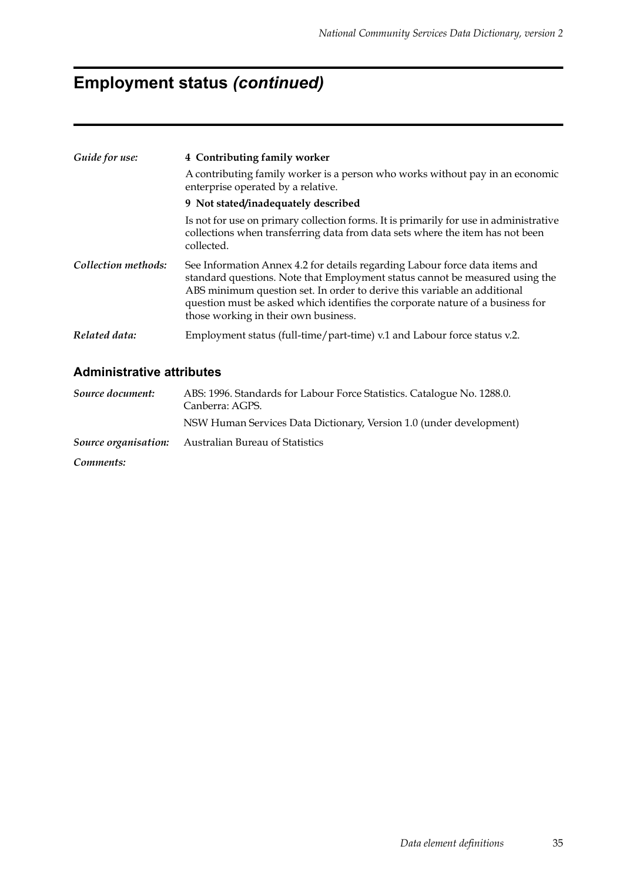# Employment status *(continued)*

| | |
|---|---|
| *Guide for use:* | **4 Contributing family worker** |
| | A contributing family worker is a person who works without pay in an economic enterprise operated by a relative. |
| | **9 Not stated/inadequately described** |
| | Is not for use on primary collection forms. It is primarily for use in administrative collections when transferring data from data sets where the item has not been collected. |
| *Collection methods:* | See Information Annex 4.2 for details regarding Labour force data items and standard questions. Note that Employment status cannot be measured using the ABS minimum question set. In order to derive this variable an additional question must be asked which identifies the corporate nature of a business for those working in their own business. |
| *Related data:* | Employment status (full-time/part-time) v.1 and Labour force status v.2. |

## Administrative attributes

| | |
|---|---|
| *Source document:* | ABS: 1996. Standards for Labour Force Statistics. Catalogue No. 1288.0. Canberra: AGPS. |
| | NSW Human Services Data Dictionary, Version 1.0 (under development) |
| *Source organisation:* | Australian Bureau of Statistics |
| *Comments:* | |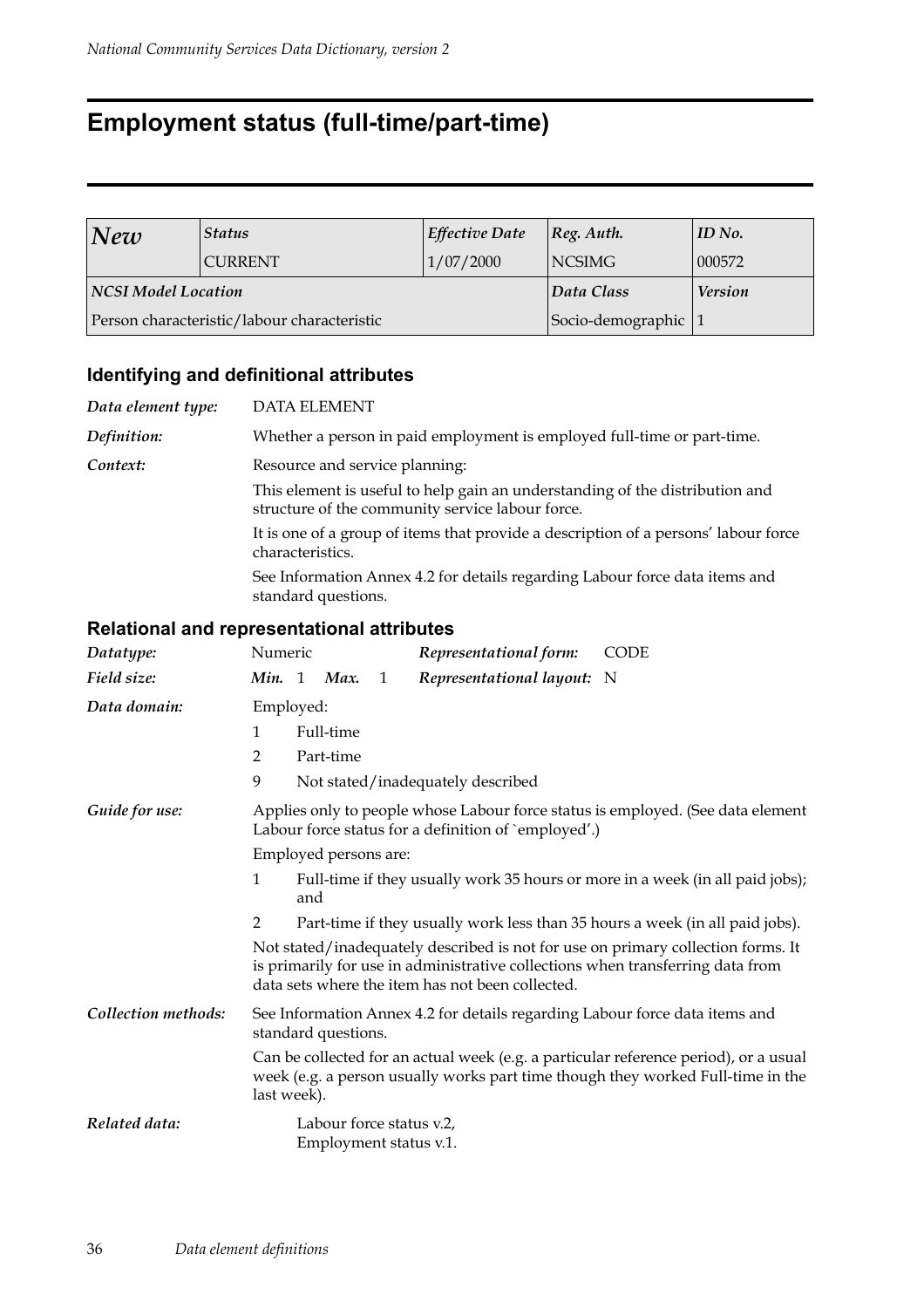# Employment status (full-time/part-time)

| *New* | *Status* | *Effective Date* | *Reg. Auth.* | *ID No.* |
|---|---|---|---|---|
| | CURRENT | 1/07/2000 | NCSIMG | 000572 |
| ***NCSI Model Location*** | | | ***Data Class*** | ***Version*** |
| Person characteristic/labour characteristic | | | Socio-demographic | 1 |

## Identifying and definitional attributes

***Data element type:*** DATA ELEMENT

***Definition:*** Whether a person in paid employment is employed full-time or part-time.

***Context:*** Resource and service planning:

This element is useful to help gain an understanding of the distribution and structure of the community service labour force.

It is one of a group of items that provide a description of a persons' labour force characteristics.

See Information Annex 4.2 for details regarding Labour force data items and standard questions.

## Relational and representational attributes

***Datatype:*** Numeric — ***Representational form:*** CODE

***Field size:*** ***Min.*** 1 ***Max.*** 1 — ***Representational layout:*** N

***Data domain:*** Employed:

1 Full-time

2 Part-time

9 Not stated/inadequately described

***Guide for use:*** Applies only to people whose Labour force status is employed. (See data element Labour force status for a definition of `employed'.)

Employed persons are:

1 Full-time if they usually work 35 hours or more in a week (in all paid jobs); and

2 Part-time if they usually work less than 35 hours a week (in all paid jobs).

Not stated/inadequately described is not for use on primary collection forms. It is primarily for use in administrative collections when transferring data from data sets where the item has not been collected.

***Collection methods:*** See Information Annex 4.2 for details regarding Labour force data items and standard questions.

Can be collected for an actual week (e.g. a particular reference period), or a usual week (e.g. a person usually works part time though they worked Full-time in the last week).

***Related data:*** Labour force status v.2,
Employment status v.1.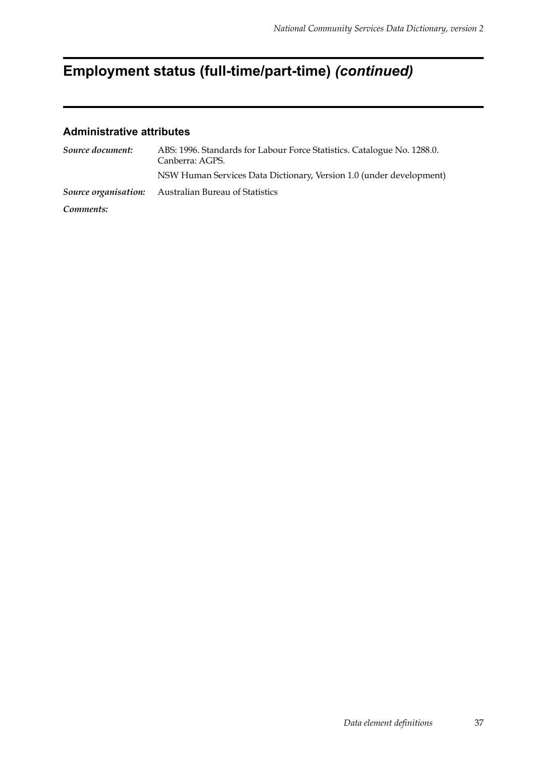# Employment status (full-time/part-time) *(continued)*

## Administrative attributes

| | |
|---|---|
| ***Source document:*** | ABS: 1996. Standards for Labour Force Statistics. Catalogue No. 1288.0. Canberra: AGPS. |
| | NSW Human Services Data Dictionary, Version 1.0 (under development) |
| ***Source organisation:*** | Australian Bureau of Statistics |
| ***Comments:*** | |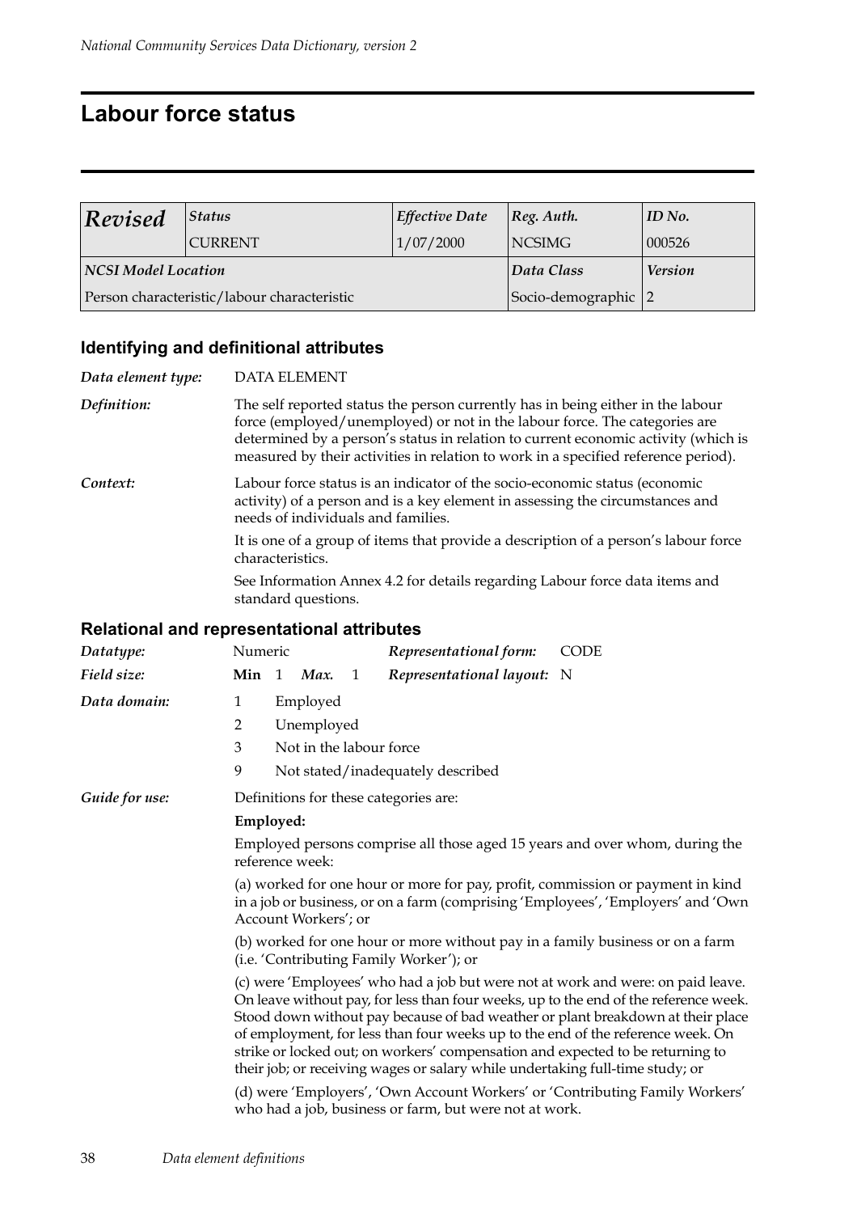# Labour force status

| *Revised* | *Status* | *Effective Date* | *Reg. Auth.* | *ID No.* |
|---|---|---|---|---|
| | CURRENT | 1/07/2000 | NCSIMG | 000526 |
| ***NCSI Model Location*** | | | ***Data Class*** | ***Version*** |
| Person characteristic/labour characteristic | | | Socio-demographic | 2 |

## Identifying and definitional attributes

***Data element type:*** DATA ELEMENT

***Definition:*** The self reported status the person currently has in being either in the labour force (employed/unemployed) or not in the labour force. The categories are determined by a person's status in relation to current economic activity (which is measured by their activities in relation to work in a specified reference period).

***Context:*** Labour force status is an indicator of the socio-economic status (economic activity) of a person and is a key element in assessing the circumstances and needs of individuals and families.

It is one of a group of items that provide a description of a person's labour force characteristics.

See Information Annex 4.2 for details regarding Labour force data items and standard questions.

## Relational and representational attributes

***Datatype:*** Numeric    ***Representational form:*** CODE

***Field size:*** **Min** 1 ***Max.*** 1    ***Representational layout:*** N

***Data domain:***

1 Employed

2 Unemployed

3 Not in the labour force

9 Not stated/inadequately described

***Guide for use:*** Definitions for these categories are:

**Employed:**

Employed persons comprise all those aged 15 years and over whom, during the reference week:

(a) worked for one hour or more for pay, profit, commission or payment in kind in a job or business, or on a farm (comprising 'Employees', 'Employers' and 'Own Account Workers'; or

(b) worked for one hour or more without pay in a family business or on a farm (i.e. 'Contributing Family Worker'); or

(c) were 'Employees' who had a job but were not at work and were: on paid leave. On leave without pay, for less than four weeks, up to the end of the reference week. Stood down without pay because of bad weather or plant breakdown at their place of employment, for less than four weeks up to the end of the reference week. On strike or locked out; on workers' compensation and expected to be returning to their job; or receiving wages or salary while undertaking full-time study; or

(d) were 'Employers', 'Own Account Workers' or 'Contributing Family Workers' who had a job, business or farm, but were not at work.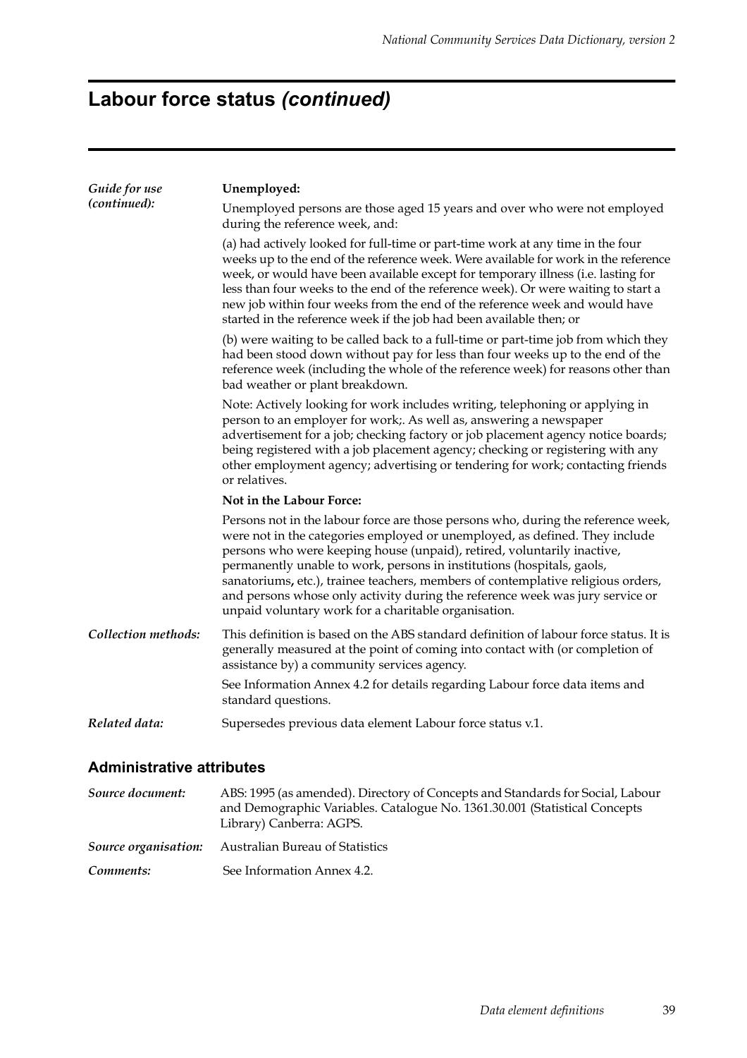# Labour force status *(continued)*

*Guide for use (continued):*

**Unemployed:**

Unemployed persons are those aged 15 years and over who were not employed during the reference week, and:

(a) had actively looked for full-time or part-time work at any time in the four weeks up to the end of the reference week. Were available for work in the reference week, or would have been available except for temporary illness (i.e. lasting for less than four weeks to the end of the reference week). Or were waiting to start a new job within four weeks from the end of the reference week and would have started in the reference week if the job had been available then; or

(b) were waiting to be called back to a full-time or part-time job from which they had been stood down without pay for less than four weeks up to the end of the reference week (including the whole of the reference week) for reasons other than bad weather or plant breakdown.

Note: Actively looking for work includes writing, telephoning or applying in person to an employer for work;. As well as, answering a newspaper advertisement for a job; checking factory or job placement agency notice boards; being registered with a job placement agency; checking or registering with any other employment agency; advertising or tendering for work; contacting friends or relatives.

**Not in the Labour Force:**

Persons not in the labour force are those persons who, during the reference week, were not in the categories employed or unemployed, as defined. They include persons who were keeping house (unpaid), retired, voluntarily inactive, permanently unable to work, persons in institutions (hospitals, gaols, sanatoriums, etc.), trainee teachers, members of contemplative religious orders, and persons whose only activity during the reference week was jury service or unpaid voluntary work for a charitable organisation.

*Collection methods:* This definition is based on the ABS standard definition of labour force status. It is generally measured at the point of coming into contact with (or completion of assistance by) a community services agency.

See Information Annex 4.2 for details regarding Labour force data items and standard questions.

*Related data:* Supersedes previous data element Labour force status v.1.

## Administrative attributes

*Source document:* ABS: 1995 (as amended). Directory of Concepts and Standards for Social, Labour and Demographic Variables. Catalogue No. 1361.30.001 (Statistical Concepts Library) Canberra: AGPS.

*Source organisation:* Australian Bureau of Statistics

*Comments:* See Information Annex 4.2.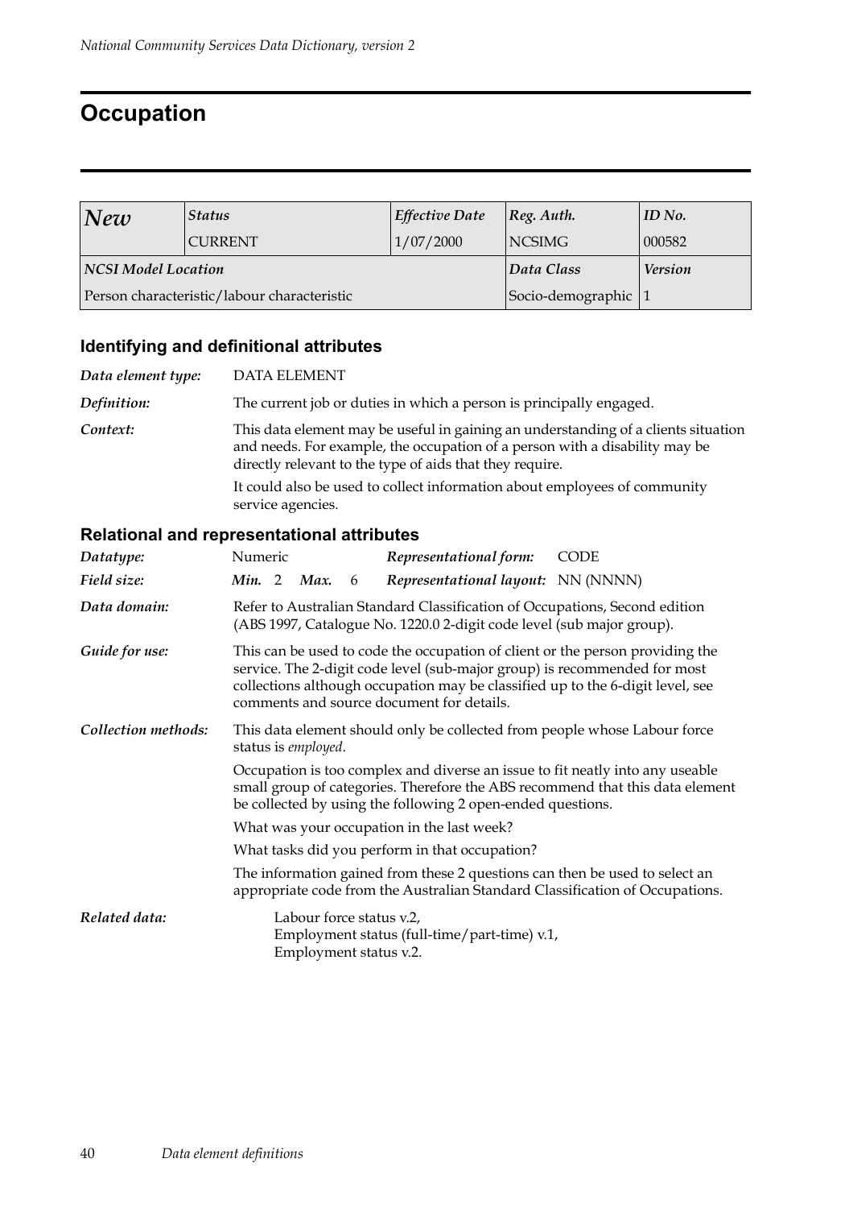# Occupation

| *New* | *Status* | *Effective Date* | *Reg. Auth.* | *ID No.* |
|---|---|---|---|---|
| | CURRENT | 1/07/2000 | NCSIMG | 000582 |
| ***NCSI Model Location*** | | | ***Data Class*** | ***Version*** |
| Person characteristic/labour characteristic | | | Socio-demographic | 1 |

## Identifying and definitional attributes

***Data element type:*** DATA ELEMENT

***Definition:*** The current job or duties in which a person is principally engaged.

***Context:*** This data element may be useful in gaining an understanding of a clients situation and needs. For example, the occupation of a person with a disability may be directly relevant to the type of aids that they require.

It could also be used to collect information about employees of community service agencies.

## Relational and representational attributes

***Datatype:*** Numeric  ***Representational form:*** CODE

***Field size:*** ***Min.*** 2 ***Max.*** 6  ***Representational layout:*** NN (NNNN)

***Data domain:*** Refer to Australian Standard Classification of Occupations, Second edition (ABS 1997, Catalogue No. 1220.0 2-digit code level (sub major group).

***Guide for use:*** This can be used to code the occupation of client or the person providing the service. The 2-digit code level (sub-major group) is recommended for most collections although occupation may be classified up to the 6-digit level, see comments and source document for details.

***Collection methods:*** This data element should only be collected from people whose Labour force status is *employed*.

Occupation is too complex and diverse an issue to fit neatly into any useable small group of categories. Therefore the ABS recommend that this data element be collected by using the following 2 open-ended questions.

What was your occupation in the last week?

What tasks did you perform in that occupation?

The information gained from these 2 questions can then be used to select an appropriate code from the Australian Standard Classification of Occupations.

***Related data:*** Labour force status v.2,
Employment status (full-time/part-time) v.1,
Employment status v.2.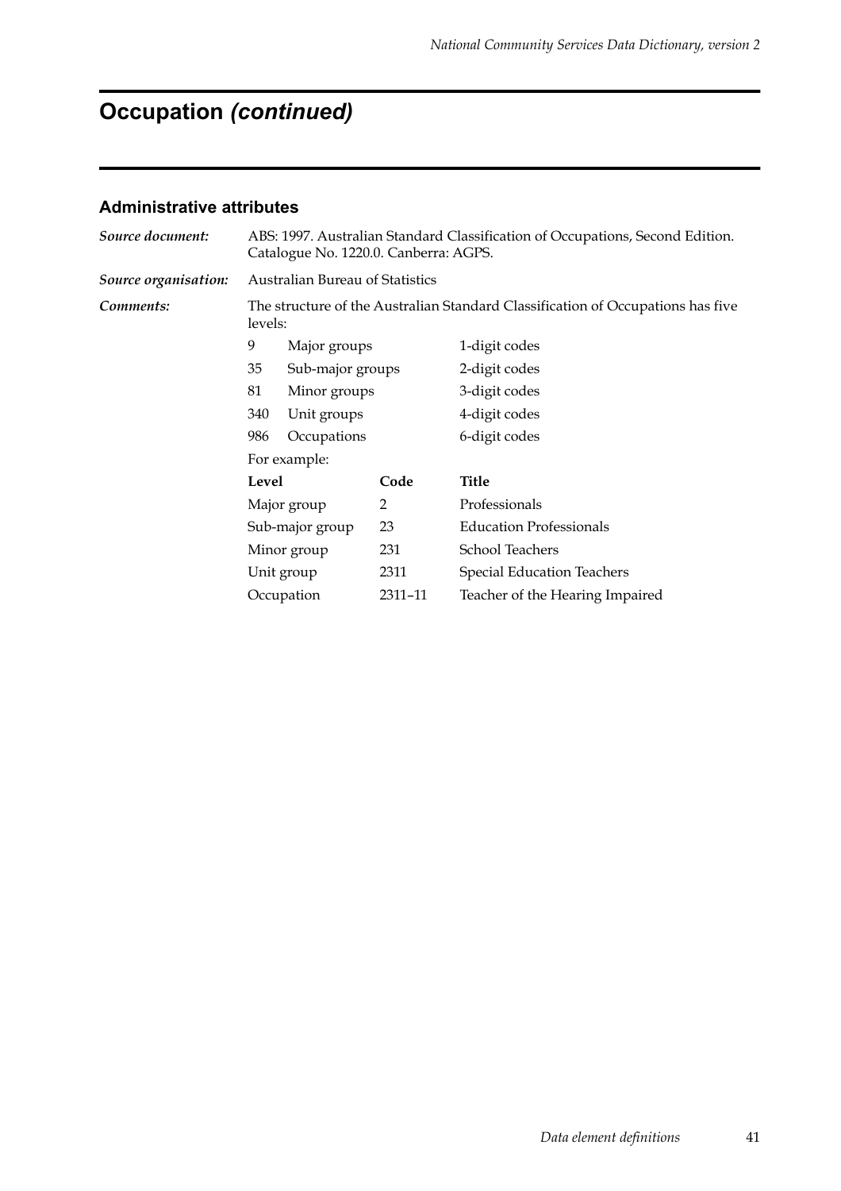# Occupation *(continued)*

### Administrative attributes

***Source document:*** ABS: 1997. Australian Standard Classification of Occupations, Second Edition. Catalogue No. 1220.0. Canberra: AGPS.

***Source organisation:*** Australian Bureau of Statistics

***Comments:*** The structure of the Australian Standard Classification of Occupations has five levels:

| | | |
|---|---|---|
| 9 | Major groups | 1-digit codes |
| 35 | Sub-major groups | 2-digit codes |
| 81 | Minor groups | 3-digit codes |
| 340 | Unit groups | 4-digit codes |
| 986 | Occupations | 6-digit codes |

For example:

| Level | Code | Title |
|---|---|---|
| Major group | 2 | Professionals |
| Sub-major group | 23 | Education Professionals |
| Minor group | 231 | School Teachers |
| Unit group | 2311 | Special Education Teachers |
| Occupation | 2311–11 | Teacher of the Hearing Impaired |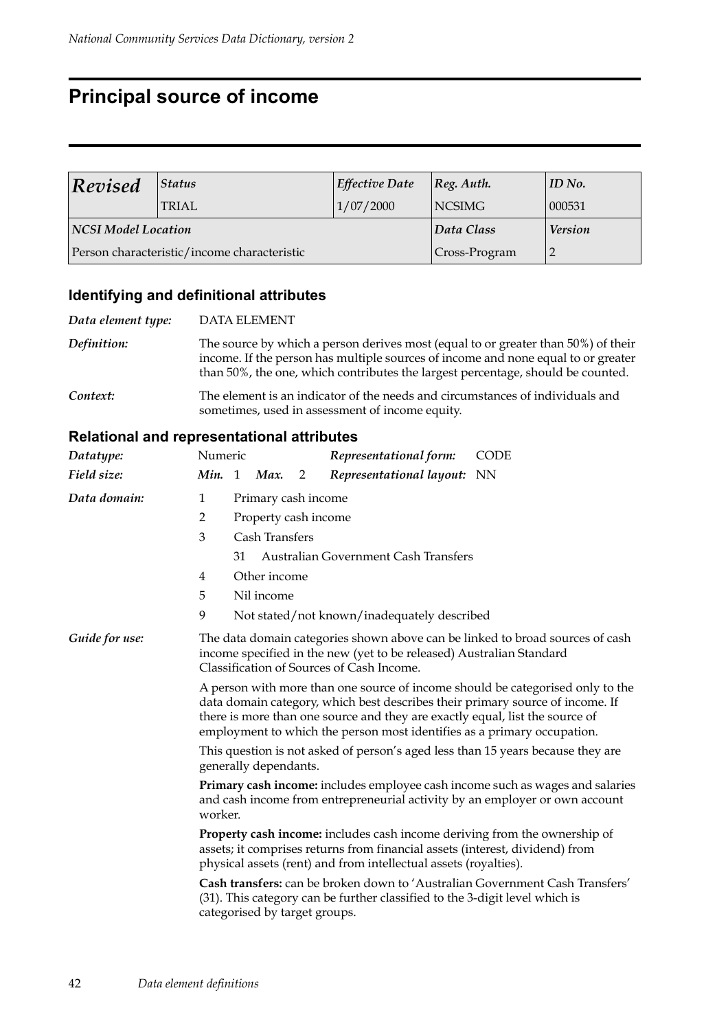# Principal source of income

| *Revised* | *Status* | *Effective Date* | *Reg. Auth.* | *ID No.* |
|---|---|---|---|---|
| | TRIAL | 1/07/2000 | NCSIMG | 000531 |
| ***NCSI Model Location*** | | | *Data Class* | *Version* |
| Person characteristic/income characteristic | | | Cross-Program | 2 |

## Identifying and definitional attributes

*Data element type:* DATA ELEMENT

*Definition:* The source by which a person derives most (equal to or greater than 50%) of their income. If the person has multiple sources of income and none equal to or greater than 50%, the one, which contributes the largest percentage, should be counted.

*Context:* The element is an indicator of the needs and circumstances of individuals and sometimes, used in assessment of income equity.

## Relational and representational attributes

*Datatype:* Numeric — *Representational form:* CODE

*Field size:* *Min.* 1 *Max.* 2 — *Representational layout:* NN

*Data domain:*

1 Primary cash income
2 Property cash income
3 Cash Transfers
  31 Australian Government Cash Transfers
4 Other income
5 Nil income
9 Not stated/not known/inadequately described

*Guide for use:* The data domain categories shown above can be linked to broad sources of cash income specified in the new (yet to be released) Australian Standard Classification of Sources of Cash Income.

A person with more than one source of income should be categorised only to the data domain category, which best describes their primary source of income. If there is more than one source and they are exactly equal, list the source of employment to which the person most identifies as a primary occupation.

This question is not asked of person's aged less than 15 years because they are generally dependants.

**Primary cash income:** includes employee cash income such as wages and salaries and cash income from entrepreneurial activity by an employer or own account worker.

**Property cash income:** includes cash income deriving from the ownership of assets; it comprises returns from financial assets (interest, dividend) from physical assets (rent) and from intellectual assets (royalties).

**Cash transfers:** can be broken down to 'Australian Government Cash Transfers' (31). This category can be further classified to the 3-digit level which is categorised by target groups.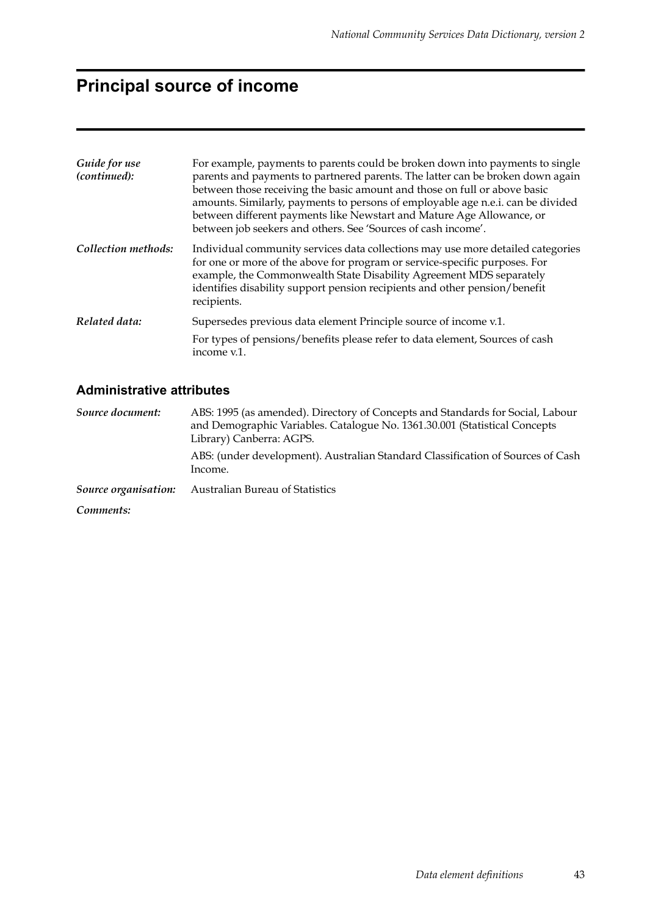# Principal source of income

| | |
|---|---|
| *Guide for use (continued):* | For example, payments to parents could be broken down into payments to single parents and payments to partnered parents. The latter can be broken down again between those receiving the basic amount and those on full or above basic amounts. Similarly, payments to persons of employable age n.e.i. can be divided between different payments like Newstart and Mature Age Allowance, or between job seekers and others. See 'Sources of cash income'. |
| *Collection methods:* | Individual community services data collections may use more detailed categories for one or more of the above for program or service-specific purposes. For example, the Commonwealth State Disability Agreement MDS separately identifies disability support pension recipients and other pension/benefit recipients. |
| *Related data:* | Supersedes previous data element Principle source of income v.1.<br><br>For types of pensions/benefits please refer to data element, Sources of cash income v.1. |

## Administrative attributes

| | |
|---|---|
| *Source document:* | ABS: 1995 (as amended). Directory of Concepts and Standards for Social, Labour and Demographic Variables. Catalogue No. 1361.30.001 (Statistical Concepts Library) Canberra: AGPS.<br><br>ABS: (under development). Australian Standard Classification of Sources of Cash Income. |
| *Source organisation:* | Australian Bureau of Statistics |
| *Comments:* | |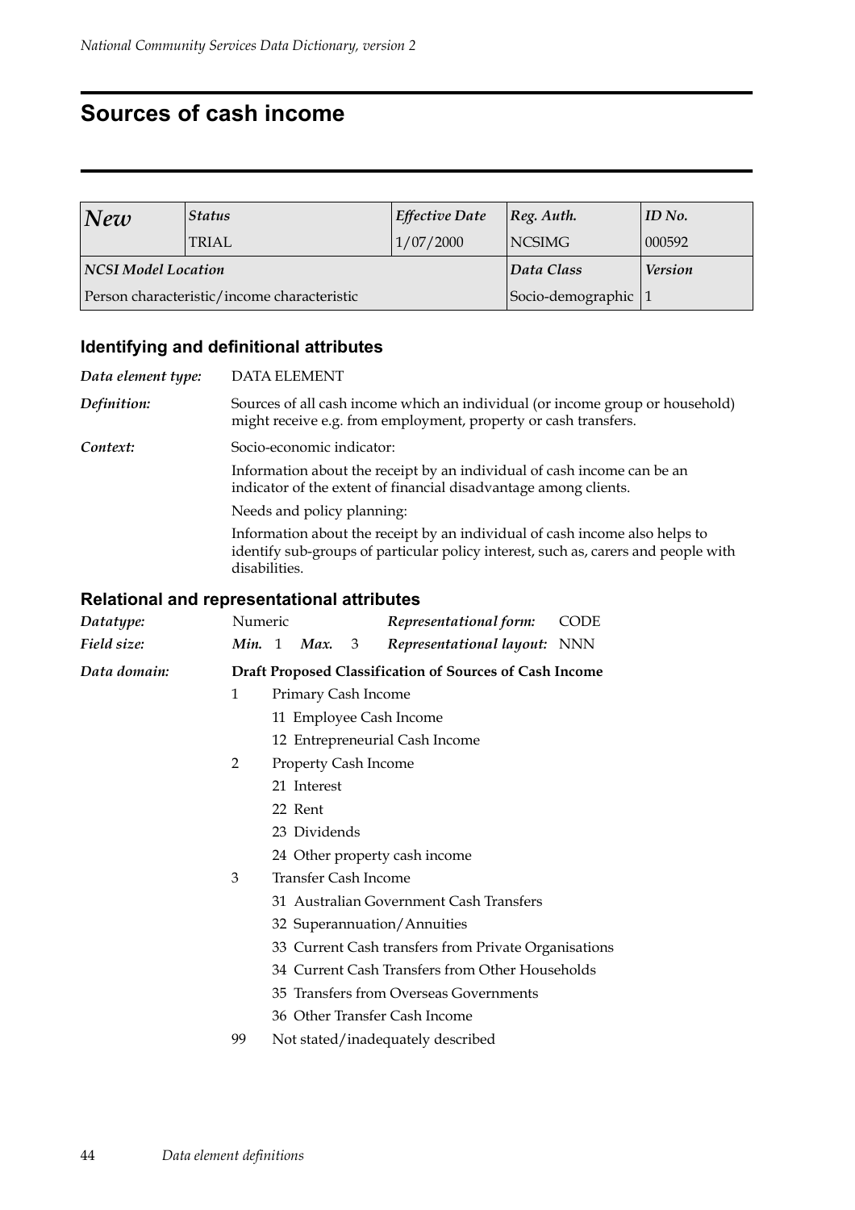# Sources of cash income

| *New* | *Status* | *Effective Date* | *Reg. Auth.* | *ID No.* |
|---|---|---|---|---|
| | TRIAL | 1/07/2000 | NCSIMG | 000592 |
| ***NCSI Model Location*** | | | ***Data Class*** | ***Version*** |
| Person characteristic/income characteristic | | | Socio-demographic | 1 |

## Identifying and definitional attributes

*Data element type:* DATA ELEMENT

*Definition:* Sources of all cash income which an individual (or income group or household) might receive e.g. from employment, property or cash transfers.

*Context:* Socio-economic indicator:

Information about the receipt by an individual of cash income can be an indicator of the extent of financial disadvantage among clients.

Needs and policy planning:

Information about the receipt by an individual of cash income also helps to identify sub-groups of particular policy interest, such as, carers and people with disabilities.

## Relational and representational attributes

*Datatype:* Numeric *Representational form:* CODE

*Field size:* ***Min.*** 1 ***Max.*** 3 *Representational layout:* NNN

*Data domain:* **Draft Proposed Classification of Sources of Cash Income**

- 1 Primary Cash Income
  - 11 Employee Cash Income
  - 12 Entrepreneurial Cash Income
- 2 Property Cash Income
  - 21 Interest
  - 22 Rent
  - 23 Dividends
  - 24 Other property cash income
- 3 Transfer Cash Income
  - 31 Australian Government Cash Transfers
  - 32 Superannuation/Annuities
  - 33 Current Cash transfers from Private Organisations
  - 34 Current Cash Transfers from Other Households
  - 35 Transfers from Overseas Governments
  - 36 Other Transfer Cash Income
- 99 Not stated/inadequately described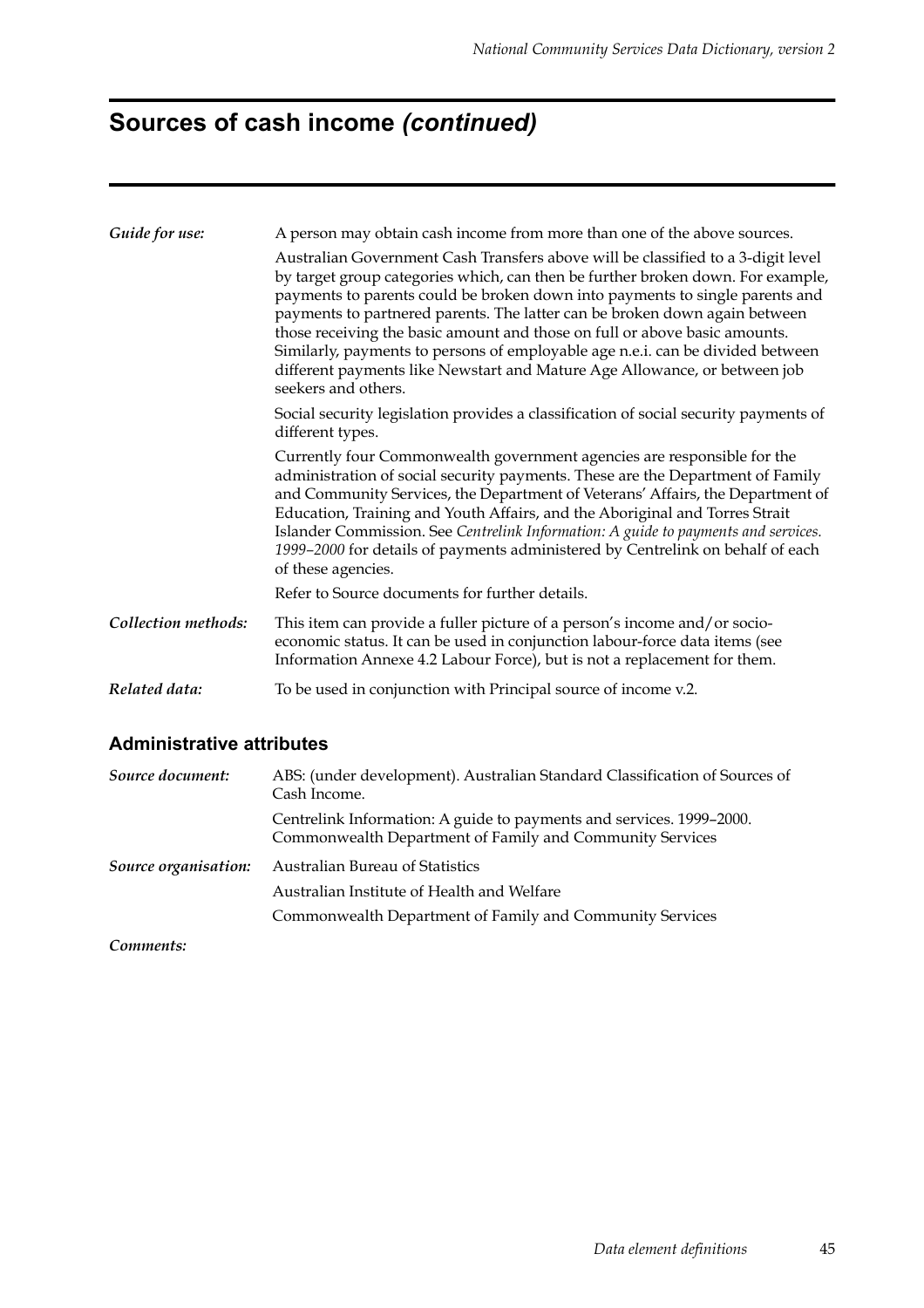# Sources of cash income *(continued)*

| | |
|---|---|
| ***Guide for use:*** | A person may obtain cash income from more than one of the above sources. |
| | Australian Government Cash Transfers above will be classified to a 3-digit level by target group categories which, can then be further broken down. For example, payments to parents could be broken down into payments to single parents and payments to partnered parents. The latter can be broken down again between those receiving the basic amount and those on full or above basic amounts. Similarly, payments to persons of employable age n.e.i. can be divided between different payments like Newstart and Mature Age Allowance, or between job seekers and others. |
| | Social security legislation provides a classification of social security payments of different types. |
| | Currently four Commonwealth government agencies are responsible for the administration of social security payments. These are the Department of Family and Community Services, the Department of Veterans' Affairs, the Department of Education, Training and Youth Affairs, and the Aboriginal and Torres Strait Islander Commission. See *Centrelink Information: A guide to payments and services. 1999–2000* for details of payments administered by Centrelink on behalf of each of these agencies. |
| | Refer to Source documents for further details. |
| ***Collection methods:*** | This item can provide a fuller picture of a person's income and/or socio-economic status. It can be used in conjunction labour-force data items (see Information Annexe 4.2 Labour Force), but is not a replacement for them. |
| ***Related data:*** | To be used in conjunction with Principal source of income v.2. |

## Administrative attributes

| | |
|---|---|
| ***Source document:*** | ABS: (under development). Australian Standard Classification of Sources of Cash Income. |
| | Centrelink Information: A guide to payments and services. 1999–2000. Commonwealth Department of Family and Community Services |
| ***Source organisation:*** | Australian Bureau of Statistics |
| | Australian Institute of Health and Welfare |
| | Commonwealth Department of Family and Community Services |
| ***Comments:*** | |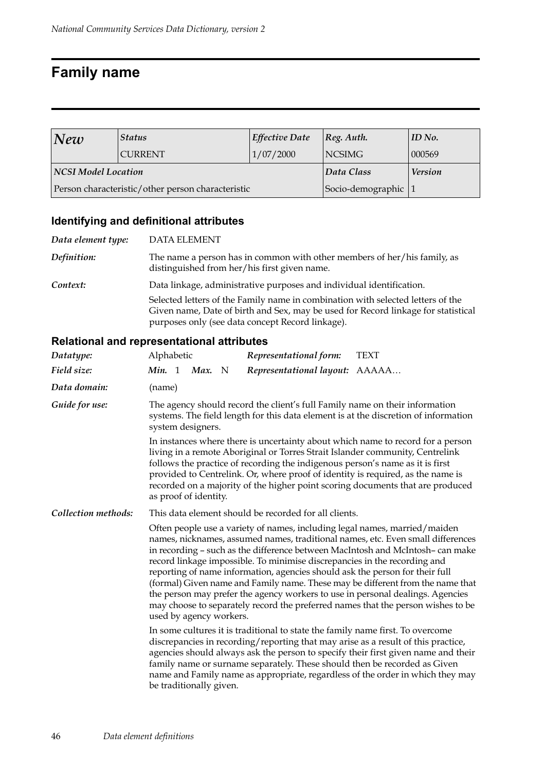# Family name

| *New* | *Status* | *Effective Date* | *Reg. Auth.* | *ID No.* |
|---|---|---|---|---|
| | CURRENT | 1/07/2000 | NCSIMG | 000569 |
| ***NCSI Model Location*** | | | ***Data Class*** | ***Version*** |
| Person characteristic/other person characteristic | | | Socio-demographic | 1 |

### Identifying and definitional attributes

***Data element type:*** DATA ELEMENT

***Definition:*** The name a person has in common with other members of her/his family, as distinguished from her/his first given name.

***Context:*** Data linkage, administrative purposes and individual identification.

Selected letters of the Family name in combination with selected letters of the Given name, Date of birth and Sex, may be used for Record linkage for statistical purposes only (see data concept Record linkage).

### Relational and representational attributes

***Datatype:*** Alphabetic　　***Representational form:*** TEXT

***Field size:*** ***Min.*** 1　***Max.*** N　　***Representational layout:*** AAAAA…

***Data domain:*** (name)

***Guide for use:*** The agency should record the client's full Family name on their information systems. The field length for this data element is at the discretion of information system designers.

In instances where there is uncertainty about which name to record for a person living in a remote Aboriginal or Torres Strait Islander community, Centrelink follows the practice of recording the indigenous person's name as it is first provided to Centrelink. Or, where proof of identity is required, as the name is recorded on a majority of the higher point scoring documents that are produced as proof of identity.

***Collection methods:*** This data element should be recorded for all clients.

Often people use a variety of names, including legal names, married/maiden names, nicknames, assumed names, traditional names, etc. Even small differences in recording – such as the difference between MacIntosh and McIntosh– can make record linkage impossible. To minimise discrepancies in the recording and reporting of name information, agencies should ask the person for their full (formal) Given name and Family name. These may be different from the name that the person may prefer the agency workers to use in personal dealings. Agencies may choose to separately record the preferred names that the person wishes to be used by agency workers.

In some cultures it is traditional to state the family name first. To overcome discrepancies in recording/reporting that may arise as a result of this practice, agencies should always ask the person to specify their first given name and their family name or surname separately. These should then be recorded as Given name and Family name as appropriate, regardless of the order in which they may be traditionally given.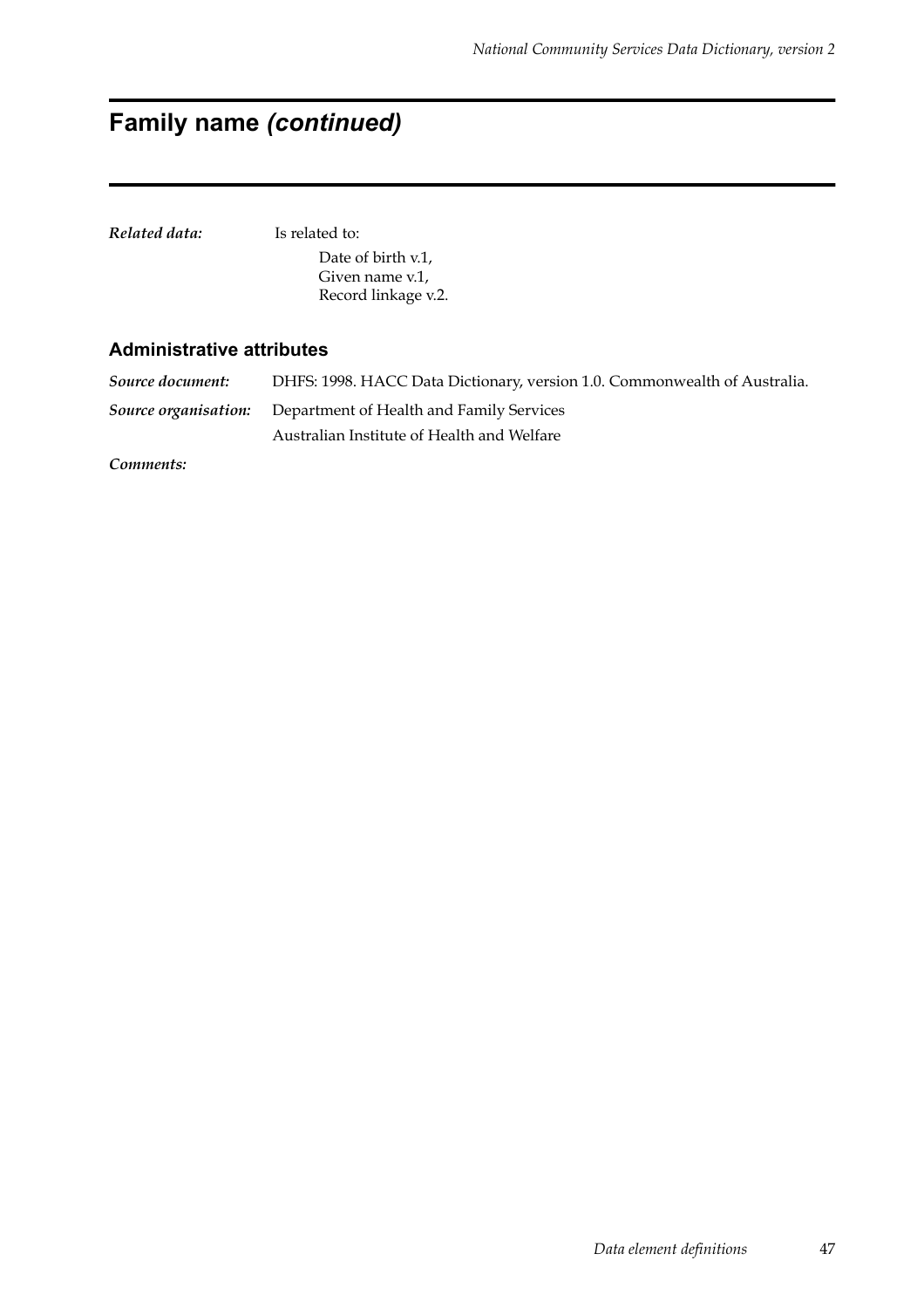# Family name *(continued)*

***Related data:*** Is related to:

Date of birth v.1,
Given name v.1,
Record linkage v.2.

## Administrative attributes

***Source document:*** DHFS: 1998. HACC Data Dictionary, version 1.0. Commonwealth of Australia.

***Source organisation:*** Department of Health and Family Services
Australian Institute of Health and Welfare

***Comments:***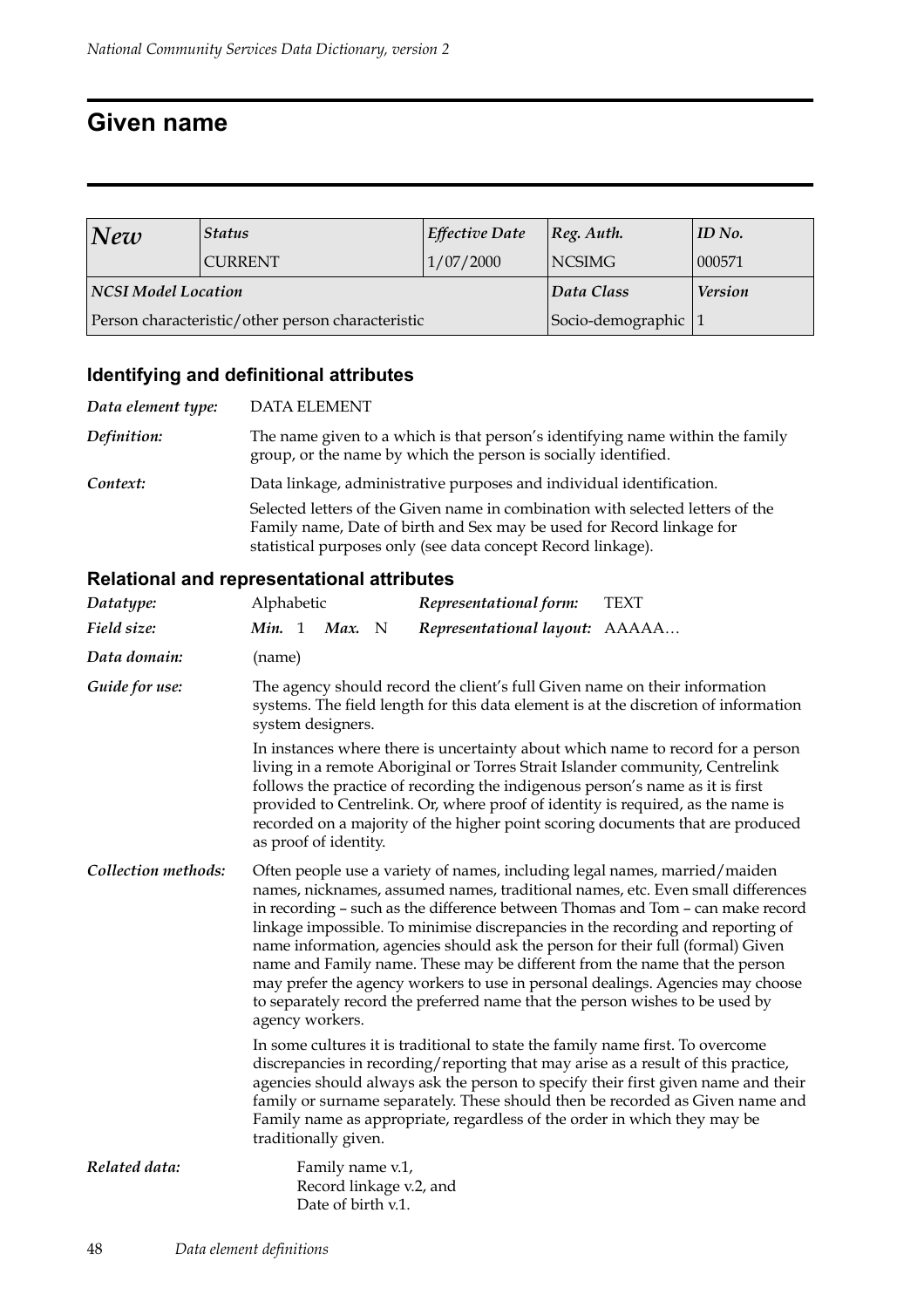# Given name

| *New* | *Status* | *Effective Date* | *Reg. Auth.* | *ID No.* |
|---|---|---|---|---|
| | CURRENT | 1/07/2000 | NCSIMG | 000571 |
| ***NCSI Model Location*** | | | ***Data Class*** | ***Version*** |
| Person characteristic/other person characteristic | | | Socio-demographic | 1 |

## Identifying and definitional attributes

***Data element type:*** DATA ELEMENT

***Definition:*** The name given to a which is that person's identifying name within the family group, or the name by which the person is socially identified.

***Context:*** Data linkage, administrative purposes and individual identification.

Selected letters of the Given name in combination with selected letters of the Family name, Date of birth and Sex may be used for Record linkage for statistical purposes only (see data concept Record linkage).

## Relational and representational attributes

***Datatype:*** Alphabetic ***Representational form:*** TEXT

***Field size:*** ***Min.*** 1 ***Max.*** N ***Representational layout:*** AAAAA…

***Data domain:*** (name)

***Guide for use:*** The agency should record the client's full Given name on their information systems. The field length for this data element is at the discretion of information system designers.

In instances where there is uncertainty about which name to record for a person living in a remote Aboriginal or Torres Strait Islander community, Centrelink follows the practice of recording the indigenous person's name as it is first provided to Centrelink. Or, where proof of identity is required, as the name is recorded on a majority of the higher point scoring documents that are produced as proof of identity.

***Collection methods:*** Often people use a variety of names, including legal names, married/maiden names, nicknames, assumed names, traditional names, etc. Even small differences in recording – such as the difference between Thomas and Tom – can make record linkage impossible. To minimise discrepancies in the recording and reporting of name information, agencies should ask the person for their full (formal) Given name and Family name. These may be different from the name that the person may prefer the agency workers to use in personal dealings. Agencies may choose to separately record the preferred name that the person wishes to be used by agency workers.

In some cultures it is traditional to state the family name first. To overcome discrepancies in recording/reporting that may arise as a result of this practice, agencies should always ask the person to specify their first given name and their family or surname separately. These should then be recorded as Given name and Family name as appropriate, regardless of the order in which they may be traditionally given.

***Related data:*** Family name v.1,
Record linkage v.2, and
Date of birth v.1.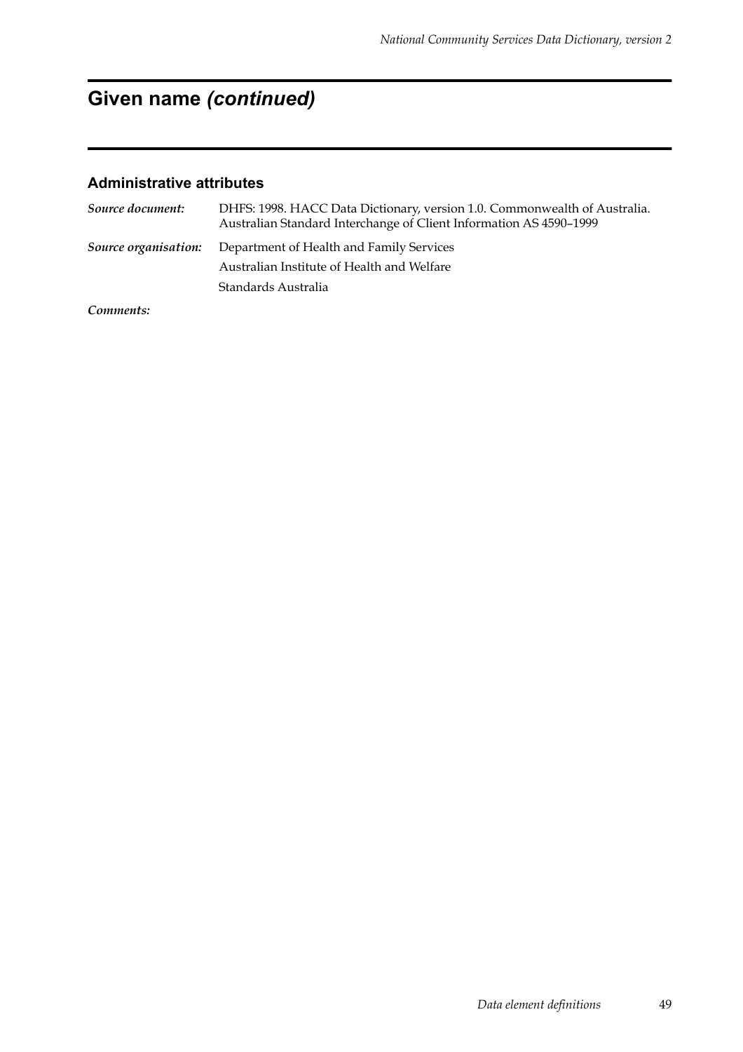# Given name *(continued)*

## Administrative attributes

| | |
|---|---|
| *Source document:* | DHFS: 1998. HACC Data Dictionary, version 1.0. Commonwealth of Australia. Australian Standard Interchange of Client Information AS 4590–1999 |
| *Source organisation:* | Department of Health and Family Services<br>Australian Institute of Health and Welfare<br>Standards Australia |
| *Comments:* | |